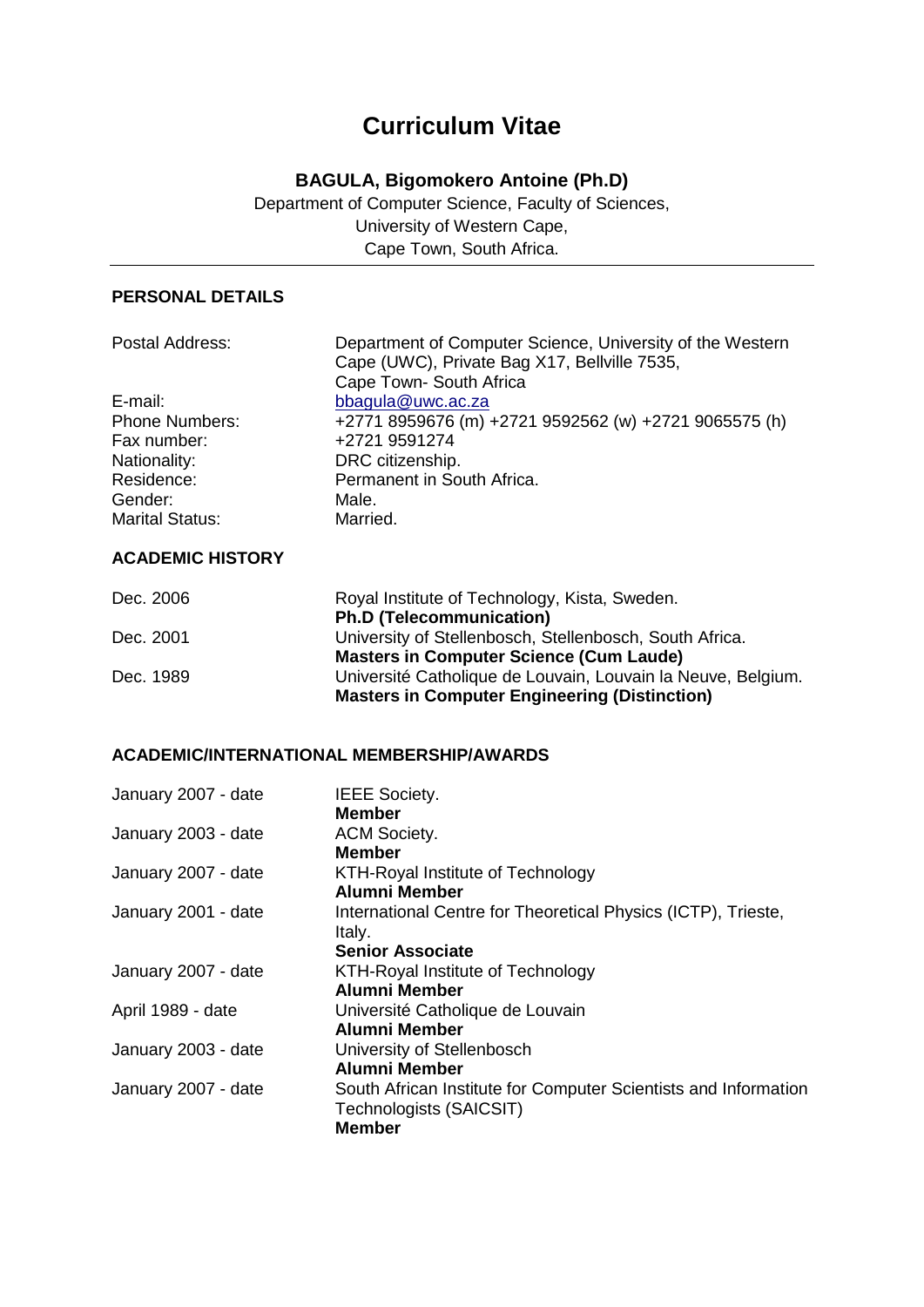# Curriculum Vitae

**BAGULA, Bigomokero Antoine (Ph.D)**

Department of Computer Science, Faculty of Sciences,
University of Western Cape,
Cape Town, South Africa.

---

## PERSONAL DETAILS

| | |
|---|---|
| Postal Address: | Department of Computer Science, University of the Western Cape (UWC), Private Bag X17, Bellville 7535, Cape Town- South Africa |
| E-mail: | bbagula@uwc.ac.za |
| Phone Numbers: | +2771 8959676 (m) +2721 9592562 (w) +2721 9065575 (h) |
| Fax number: | +2721 9591274 |
| Nationality: | DRC citizenship. |
| Residence: | Permanent in South Africa. |
| Gender: | Male. |
| Marital Status: | Married. |

## ACADEMIC HISTORY

| | |
|---|---|
| Dec. 2006 | Royal Institute of Technology, Kista, Sweden.<br>**Ph.D (Telecommunication)** |
| Dec. 2001 | University of Stellenbosch, Stellenbosch, South Africa.<br>**Masters in Computer Science (Cum Laude)** |
| Dec. 1989 | Université Catholique de Louvain, Louvain la Neuve, Belgium.<br>**Masters in Computer Engineering (Distinction)** |

## ACADEMIC/INTERNATIONAL MEMBERSHIP/AWARDS

| | |
|---|---|
| January 2007 - date | IEEE Society.<br>**Member** |
| January 2003 - date | ACM Society.<br>**Member** |
| January 2007 - date | KTH-Royal Institute of Technology<br>**Alumni Member** |
| January 2001 - date | International Centre for Theoretical Physics (ICTP), Trieste, Italy.<br>**Senior Associate** |
| January 2007 - date | KTH-Royal Institute of Technology<br>**Alumni Member** |
| April 1989 - date | Université Catholique de Louvain<br>**Alumni Member** |
| January 2003 - date | University of Stellenbosch<br>**Alumni Member** |
| January 2007 - date | South African Institute for Computer Scientists and Information Technologists (SAICSIT)<br>**Member** |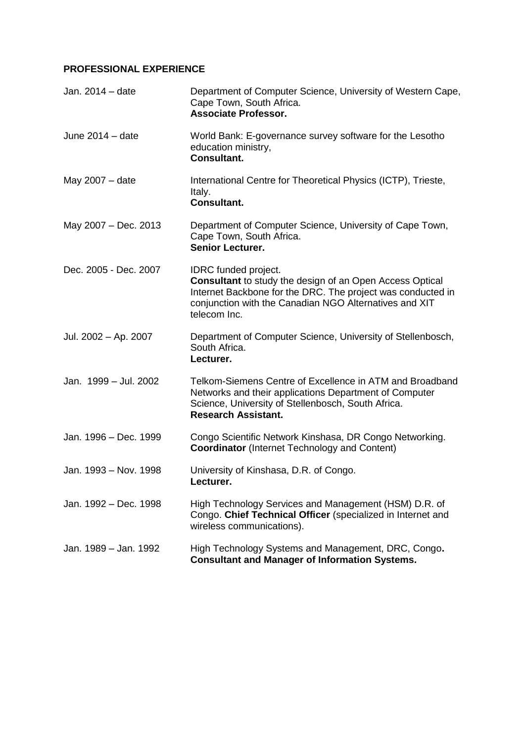**PROFESSIONAL EXPERIENCE**

| | |
|---|---|
| Jan. 2014 – date | Department of Computer Science, University of Western Cape, Cape Town, South Africa. **Associate Professor.** |
| June 2014 – date | World Bank: E-governance survey software for the Lesotho education ministry, **Consultant.** |
| May 2007 – date | International Centre for Theoretical Physics (ICTP), Trieste, Italy. **Consultant.** |
| May 2007 – Dec. 2013 | Department of Computer Science, University of Cape Town, Cape Town, South Africa. **Senior Lecturer.** |
| Dec. 2005 - Dec. 2007 | IDRC funded project. **Consultant** to study the design of an Open Access Optical Internet Backbone for the DRC. The project was conducted in conjunction with the Canadian NGO Alternatives and XIT telecom Inc. |
| Jul. 2002 – Ap. 2007 | Department of Computer Science, University of Stellenbosch, South Africa. **Lecturer.** |
| Jan. 1999 – Jul. 2002 | Telkom-Siemens Centre of Excellence in ATM and Broadband Networks and their applications Department of Computer Science, University of Stellenbosch, South Africa. **Research Assistant.** |
| Jan. 1996 – Dec. 1999 | Congo Scientific Network Kinshasa, DR Congo Networking. **Coordinator** (Internet Technology and Content) |
| Jan. 1993 – Nov. 1998 | University of Kinshasa, D.R. of Congo. **Lecturer.** |
| Jan. 1992 – Dec. 1998 | High Technology Services and Management (HSM) D.R. of Congo. **Chief Technical Officer** (specialized in Internet and wireless communications). |
| Jan. 1989 – Jan. 1992 | High Technology Systems and Management, DRC, Congo**.** **Consultant and Manager of Information Systems.** |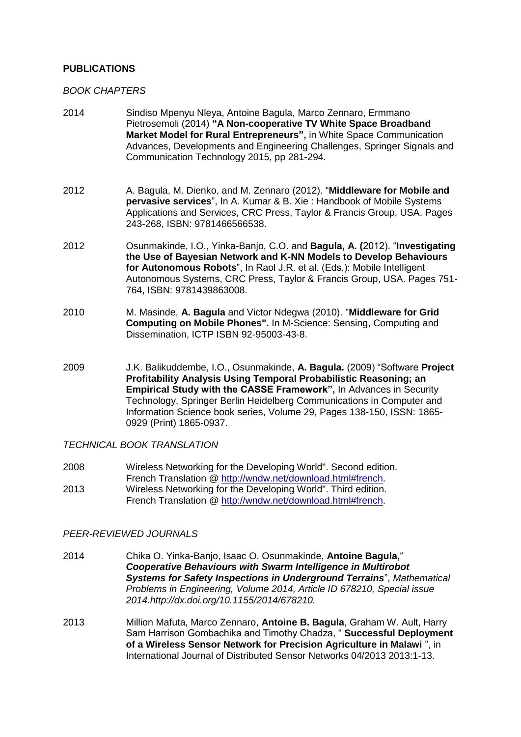**PUBLICATIONS**

*BOOK CHAPTERS*

2014 Sindiso Mpenyu Nleya, Antoine Bagula, Marco Zennaro, Ermmano Pietrosemoli (2014) **"A Non-cooperative TV White Space Broadband Market Model for Rural Entrepreneurs",** in White Space Communication Advances, Developments and Engineering Challenges, Springer Signals and Communication Technology 2015, pp 281-294.

2012 A. Bagula, M. Dienko, and M. Zennaro (2012). "**Middleware for Mobile and pervasive services**", In A. Kumar & B. Xie : Handbook of Mobile Systems Applications and Services, CRC Press, Taylor & Francis Group, USA. Pages 243-268, ISBN: 9781466566538.

2012 Osunmakinde, I.O., Yinka-Banjo, C.O. and **Bagula, A. (**2012). "**Investigating the Use of Bayesian Network and K-NN Models to Develop Behaviours for Autonomous Robots**", In Raol J.R. et al. (Eds.): Mobile Intelligent Autonomous Systems, CRC Press, Taylor & Francis Group, USA. Pages 751-764, ISBN: 9781439863008.

2010 M. Masinde, **A. Bagula** and Victor Ndegwa (2010). "**Middleware for Grid Computing on Mobile Phones".** In M-Science: Sensing, Computing and Dissemination, ICTP ISBN 92-95003-43-8.

2009 J.K. Balikuddembe, I.O., Osunmakinde, **A. Bagula.** (2009) "Software **Project Profitability Analysis Using Temporal Probabilistic Reasoning; an Empirical Study with the CASSE Framework",** In Advances in Security Technology, Springer Berlin Heidelberg Communications in Computer and Information Science book series, Volume 29, Pages 138-150, ISSN: 1865-0929 (Print) 1865-0937.

*TECHNICAL BOOK TRANSLATION*

2008 Wireless Networking for the Developing World". Second edition. French Translation @ http://wndw.net/download.html#french.

2013 Wireless Networking for the Developing World". Third edition. French Translation @ http://wndw.net/download.html#french.

*PEER-REVIEWED JOURNALS*

2014 Chika O. Yinka-Banjo, Isaac O. Osunmakinde, **Antoine Bagula,**" ***Cooperative Behaviours with Swarm Intelligence in Multirobot Systems for Safety Inspections in Underground Terrains***", *Mathematical Problems in Engineering, Volume 2014, Article ID 678210, Special issue 2014.http://dx.doi.org/10.1155/2014/678210.*

2013 Million Mafuta, Marco Zennaro, **Antoine B. Bagula**, Graham W. Ault, Harry Sam Harrison Gombachika and Timothy Chadza, " **Successful Deployment of a Wireless Sensor Network for Precision Agriculture in Malawi** ", in International Journal of Distributed Sensor Networks 04/2013 2013:1-13.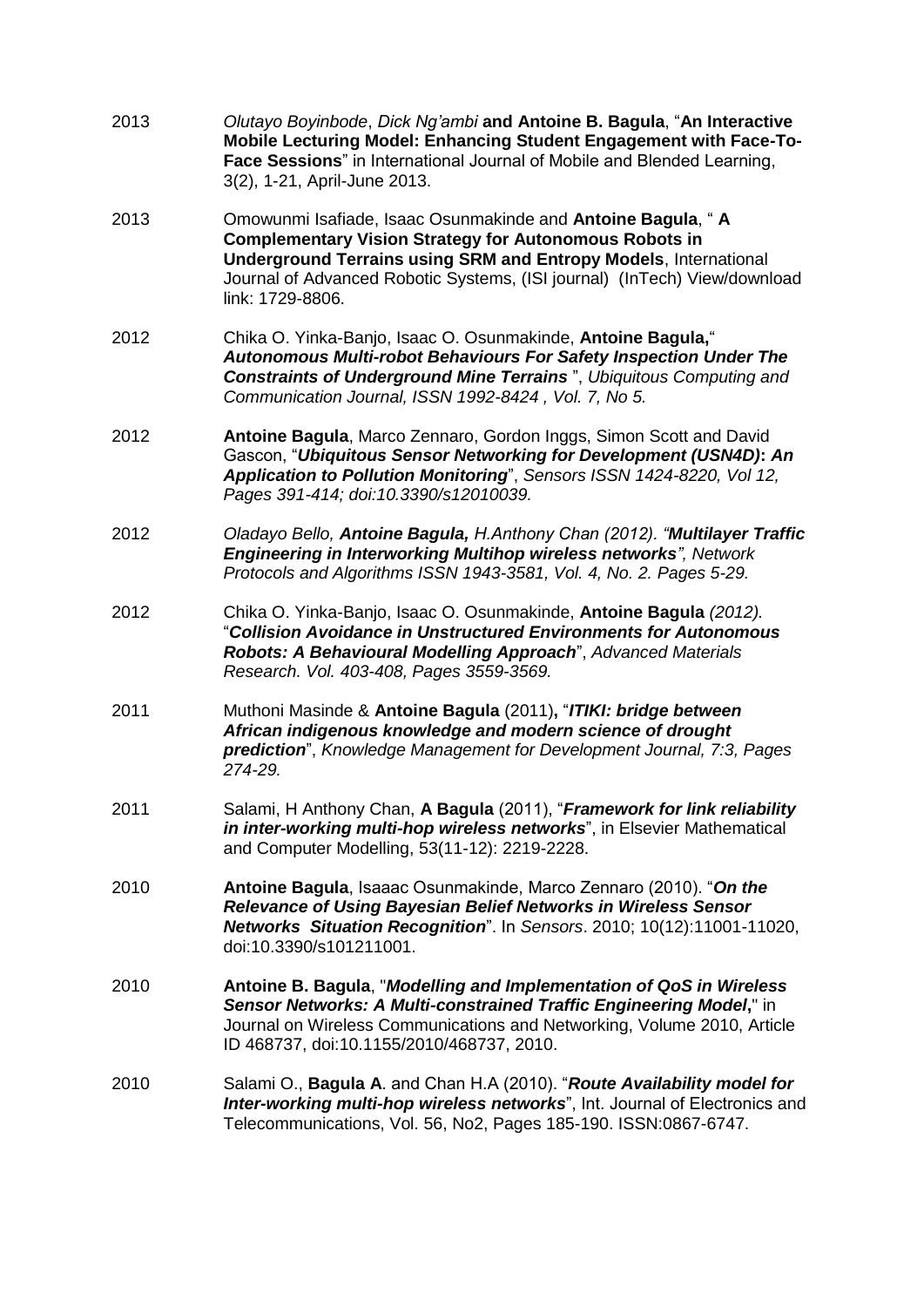2013 *Olutayo Boyinbode*, *Dick Ng'ambi* **and Antoine B. Bagula**, "**An Interactive Mobile Lecturing Model: Enhancing Student Engagement with Face-To-Face Sessions**" in International Journal of Mobile and Blended Learning, 3(2), 1-21, April-June 2013.

2013 Omowunmi Isafiade, Isaac Osunmakinde and **Antoine Bagula**, " **A Complementary Vision Strategy for Autonomous Robots in Underground Terrains using SRM and Entropy Models**, International Journal of Advanced Robotic Systems, (ISI journal) (InTech) View/download link: 1729-8806.

2012 Chika O. Yinka-Banjo, Isaac O. Osunmakinde, **Antoine Bagula,**" ***Autonomous Multi-robot Behaviours For Safety Inspection Under The Constraints of Underground Mine Terrains*** ", *Ubiquitous Computing and Communication Journal, ISSN 1992-8424 , Vol. 7, No 5.*

2012 **Antoine Bagula**, Marco Zennaro, Gordon Inggs, Simon Scott and David Gascon, "***Ubiquitous Sensor Networking for Development (USN4D): An Application to Pollution Monitoring***", *Sensors ISSN 1424-8220, Vol 12, Pages 391-414; doi:10.3390/s12010039.*

2012 *Oladayo Bello,* ***Antoine Bagula,*** *H.Anthony Chan (2012). "**Multilayer Traffic Engineering in Interworking Multihop wireless networks**", Network Protocols and Algorithms ISSN 1943-3581, Vol. 4, No. 2. Pages 5-29.*

2012 Chika O. Yinka-Banjo, Isaac O. Osunmakinde, **Antoine Bagula** *(2012).* "***Collision Avoidance in Unstructured Environments for Autonomous Robots: A Behavioural Modelling Approach***", *Advanced Materials Research. Vol. 403-408, Pages 3559-3569.*

2011 Muthoni Masinde & **Antoine Bagula** (2011)**,** "***ITIKI: bridge between African indigenous knowledge and modern science of drought prediction***", *Knowledge Management for Development Journal, 7:3, Pages 274-29.*

2011 Salami, H Anthony Chan, **A Bagula** (2011), "***Framework for link reliability in inter-working multi-hop wireless networks***", in Elsevier Mathematical and Computer Modelling, 53(11-12): 2219-2228.

2010 **Antoine Bagula**, Isaaac Osunmakinde, Marco Zennaro (2010). "***On the Relevance of Using Bayesian Belief Networks in Wireless Sensor Networks Situation Recognition***". In *Sensors*. 2010; 10(12):11001-11020, doi:10.3390/s101211001.

2010 **Antoine B. Bagula**, "***Modelling and Implementation of QoS in Wireless Sensor Networks: A Multi-constrained Traffic Engineering Model*,**" in Journal on Wireless Communications and Networking, Volume 2010, Article ID 468737, doi:10.1155/2010/468737, 2010.

2010 Salami O., **Bagula A**. and Chan H.A (2010). "***Route Availability model for Inter-working multi-hop wireless networks***", Int. Journal of Electronics and Telecommunications, Vol. 56, No2, Pages 185-190. ISSN:0867-6747.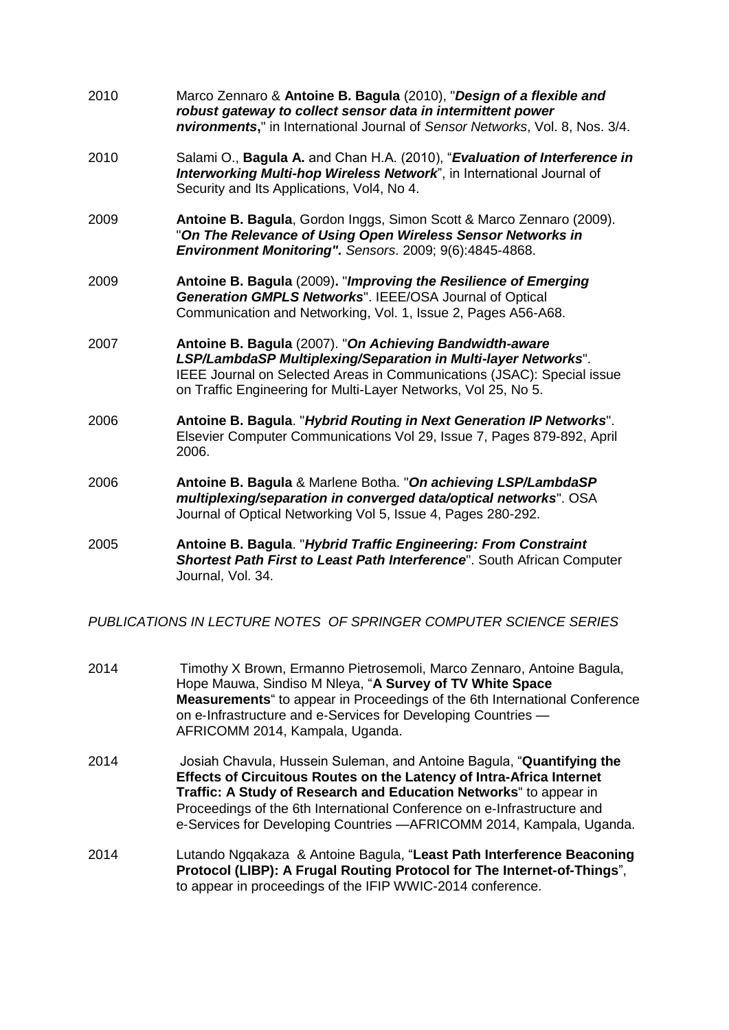2010 Marco Zennaro & **Antoine B. Bagula** (2010), "***Design of a flexible and robust gateway to collect sensor data in intermittent power nvironments***," in International Journal of *Sensor Networks*, Vol. 8, Nos. 3/4.

2010 Salami O., **Bagula A.** and Chan H.A. (2010), "***Evaluation of Interference in Interworking Multi-hop Wireless Network***", in International Journal of Security and Its Applications, Vol4, No 4.

2009 **Antoine B. Bagula**, Gordon Inggs, Simon Scott & Marco Zennaro (2009). "***On The Relevance of Using Open Wireless Sensor Networks in Environment Monitoring".*** *Sensors*. 2009; 9(6):4845-4868.

2009 **Antoine B. Bagula** (2009)**.** "***Improving the Resilience of Emerging Generation GMPLS Networks***". IEEE/OSA Journal of Optical Communication and Networking, Vol. 1, Issue 2, Pages A56-A68.

2007 **Antoine B. Bagula** (2007). "***On Achieving Bandwidth-aware LSP/LambdaSP Multiplexing/Separation in Multi-layer Networks***". IEEE Journal on Selected Areas in Communications (JSAC): Special issue on Traffic Engineering for Multi-Layer Networks, Vol 25, No 5.

2006 **Antoine B. Bagula**. "***Hybrid Routing in Next Generation IP Networks***". Elsevier Computer Communications Vol 29, Issue 7, Pages 879-892, April 2006.

2006 **Antoine B. Bagula** & Marlene Botha. "***On achieving LSP/LambdaSP multiplexing/separation in converged data/optical networks***". OSA Journal of Optical Networking Vol 5, Issue 4, Pages 280-292.

2005 **Antoine B. Bagula**. "***Hybrid Traffic Engineering: From Constraint Shortest Path First to Least Path Interference***". South African Computer Journal, Vol. 34.

*PUBLICATIONS IN LECTURE NOTES OF SPRINGER COMPUTER SCIENCE SERIES*

2014 Timothy X Brown, Ermanno Pietrosemoli, Marco Zennaro, Antoine Bagula, Hope Mauwa, Sindiso M Nleya, "**A Survey of TV White Space Measurements**" to appear in Proceedings of the 6th International Conference on e-Infrastructure and e-Services for Developing Countries — AFRICOMM 2014, Kampala, Uganda.

2014 Josiah Chavula, Hussein Suleman, and Antoine Bagula, "**Quantifying the Effects of Circuitous Routes on the Latency of Intra-Africa Internet Traffic: A Study of Research and Education Networks**" to appear in Proceedings of the 6th International Conference on e-Infrastructure and e-Services for Developing Countries —AFRICOMM 2014, Kampala, Uganda.

2014 Lutando Ngqakaza & Antoine Bagula, "**Least Path Interference Beaconing Protocol (LIBP): A Frugal Routing Protocol for The Internet-of-Things**", to appear in proceedings of the IFIP WWIC-2014 conference.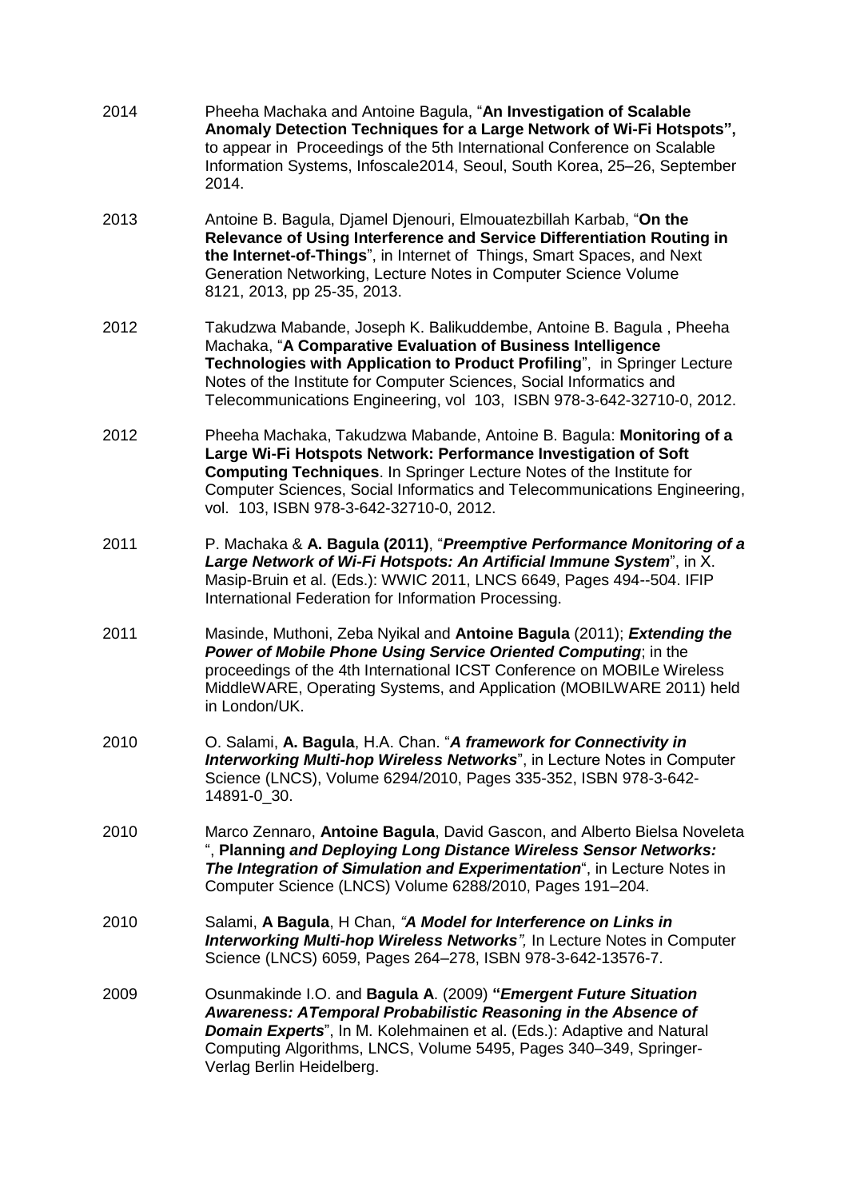2014 Pheeha Machaka and Antoine Bagula, "**An Investigation of Scalable Anomaly Detection Techniques for a Large Network of Wi-Fi Hotspots",** to appear in Proceedings of the 5th International Conference on Scalable Information Systems, Infoscale2014, Seoul, South Korea, 25–26, September 2014.

2013 Antoine B. Bagula, Djamel Djenouri, Elmouatezbillah Karbab, "**On the Relevance of Using Interference and Service Differentiation Routing in the Internet-of-Things**", in Internet of Things, Smart Spaces, and Next Generation Networking, Lecture Notes in Computer Science Volume 8121, 2013, pp 25-35, 2013.

2012 Takudzwa Mabande, Joseph K. Balikuddembe, Antoine B. Bagula , Pheeha Machaka, "**A Comparative Evaluation of Business Intelligence Technologies with Application to Product Profiling**", in Springer Lecture Notes of the Institute for Computer Sciences, Social Informatics and Telecommunications Engineering, vol 103, ISBN 978-3-642-32710-0, 2012.

2012 Pheeha Machaka, Takudzwa Mabande, Antoine B. Bagula: **Monitoring of a Large Wi-Fi Hotspots Network: Performance Investigation of Soft Computing Techniques**. In Springer Lecture Notes of the Institute for Computer Sciences, Social Informatics and Telecommunications Engineering, vol. 103, ISBN 978-3-642-32710-0, 2012.

2011 P. Machaka & **A. Bagula (2011)**, "***Preemptive Performance Monitoring of a Large Network of Wi-Fi Hotspots: An Artificial Immune System***", in X. Masip-Bruin et al. (Eds.): WWIC 2011, LNCS 6649, Pages 494--504. IFIP International Federation for Information Processing.

2011 Masinde, Muthoni, Zeba Nyikal and **Antoine Bagula** (2011); ***Extending the Power of Mobile Phone Using Service Oriented Computing***; in the proceedings of the 4th International ICST Conference on MOBILe Wireless MiddleWARE, Operating Systems, and Application (MOBILWARE 2011) held in London/UK.

2010 O. Salami, **A. Bagula**, H.A. Chan. "***A framework for Connectivity in Interworking Multi-hop Wireless Networks***", in Lecture Notes in Computer Science (LNCS), Volume 6294/2010, Pages 335-352, ISBN 978-3-642-14891-0_30.

2010 Marco Zennaro, **Antoine Bagula**, David Gascon, and Alberto Bielsa Noveleta ", **Planning *and Deploying Long Distance Wireless Sensor Networks: The Integration of Simulation and Experimentation***", in Lecture Notes in Computer Science (LNCS) Volume 6288/2010, Pages 191–204.

2010 Salami, **A Bagula**, H Chan, *"**A Model for Interference on Links in Interworking Multi-hop Wireless Networks**",* In Lecture Notes in Computer Science (LNCS) 6059, Pages 264–278, ISBN 978-3-642-13576-7.

2009 Osunmakinde I.O. and **Bagula A**. (2009) **"*Emergent Future Situation Awareness: ATemporal Probabilistic Reasoning in the Absence of Domain Experts***", In M. Kolehmainen et al. (Eds.): Adaptive and Natural Computing Algorithms, LNCS, Volume 5495, Pages 340–349, Springer-Verlag Berlin Heidelberg.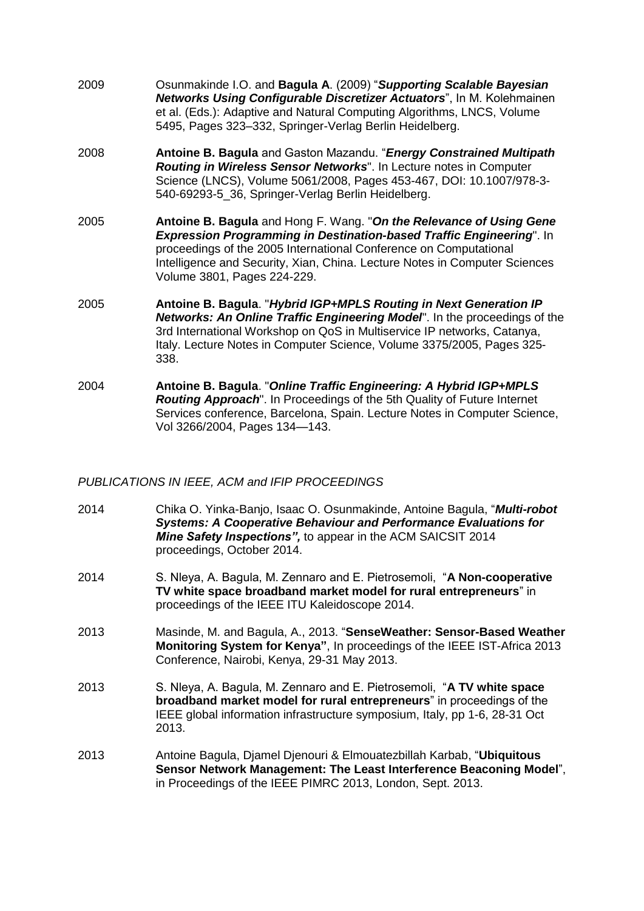2009 Osunmakinde I.O. and **Bagula A**. (2009) "***Supporting Scalable Bayesian Networks Using Configurable Discretizer Actuators***", In M. Kolehmainen et al. (Eds.): Adaptive and Natural Computing Algorithms, LNCS, Volume 5495, Pages 323–332, Springer-Verlag Berlin Heidelberg.

2008 **Antoine B. Bagula** and Gaston Mazandu. "***Energy Constrained Multipath Routing in Wireless Sensor Networks***". In Lecture notes in Computer Science (LNCS), Volume 5061/2008, Pages 453-467, DOI: 10.1007/978-3-540-69293-5_36, Springer-Verlag Berlin Heidelberg.

2005 **Antoine B. Bagula** and Hong F. Wang. "***On the Relevance of Using Gene Expression Programming in Destination-based Traffic Engineering***". In proceedings of the 2005 International Conference on Computational Intelligence and Security, Xian, China. Lecture Notes in Computer Sciences Volume 3801, Pages 224-229.

2005 **Antoine B. Bagula**. "***Hybrid IGP+MPLS Routing in Next Generation IP Networks: An Online Traffic Engineering Model***". In the proceedings of the 3rd International Workshop on QoS in Multiservice IP networks, Catanya, Italy. Lecture Notes in Computer Science, Volume 3375/2005, Pages 325-338.

2004 **Antoine B. Bagula**. "***Online Traffic Engineering: A Hybrid IGP+MPLS Routing Approach***". In Proceedings of the 5th Quality of Future Internet Services conference, Barcelona, Spain. Lecture Notes in Computer Science, Vol 3266/2004, Pages 134—143.

*PUBLICATIONS IN IEEE, ACM and IFIP PROCEEDINGS*

2014 Chika O. Yinka-Banjo, Isaac O. Osunmakinde, Antoine Bagula, "***Multi-robot Systems: A Cooperative Behaviour and Performance Evaluations for Mine Safety Inspections",*** to appear in the ACM SAICSIT 2014 proceedings, October 2014.

2014 S. Nleya, A. Bagula, M. Zennaro and E. Pietrosemoli, "**A Non-cooperative TV white space broadband market model for rural entrepreneurs**" in proceedings of the IEEE ITU Kaleidoscope 2014.

2013 Masinde, M. and Bagula, A., 2013. "**SenseWeather: Sensor-Based Weather Monitoring System for Kenya"**, In proceedings of the IEEE IST-Africa 2013 Conference, Nairobi, Kenya, 29-31 May 2013.

2013 S. Nleya, A. Bagula, M. Zennaro and E. Pietrosemoli, "**A TV white space broadband market model for rural entrepreneurs**" in proceedings of the IEEE global information infrastructure symposium, Italy, pp 1-6, 28-31 Oct 2013.

2013 Antoine Bagula, Djamel Djenouri & Elmouatezbillah Karbab, "**Ubiquitous Sensor Network Management: The Least Interference Beaconing Model**", in Proceedings of the IEEE PIMRC 2013, London, Sept. 2013.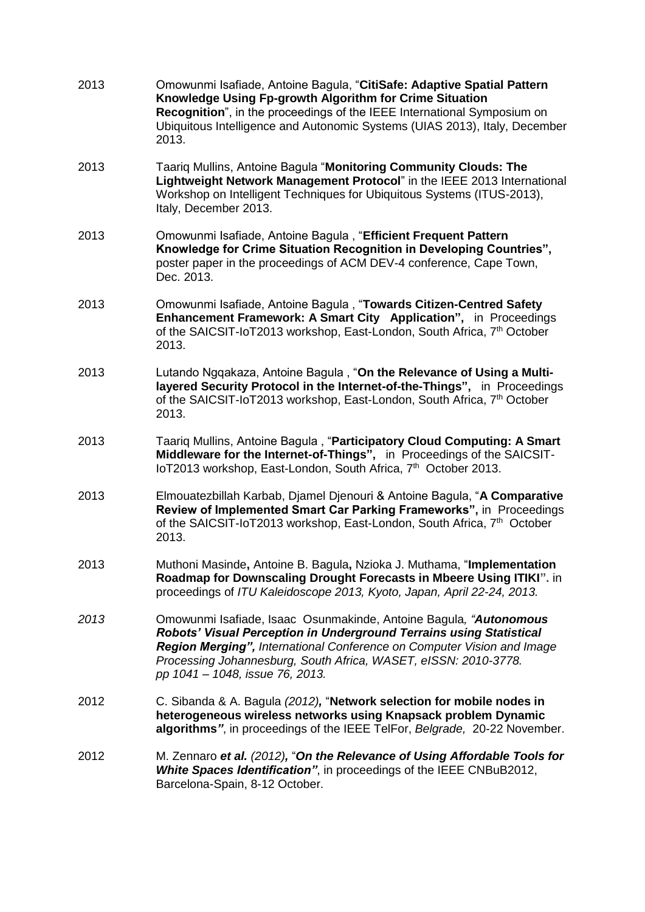2013 Omowunmi Isafiade, Antoine Bagula, "**CitiSafe: Adaptive Spatial Pattern Knowledge Using Fp-growth Algorithm for Crime Situation Recognition**", in the proceedings of the IEEE International Symposium on Ubiquitous Intelligence and Autonomic Systems (UIAS 2013), Italy, December 2013.

2013 Taariq Mullins, Antoine Bagula "**Monitoring Community Clouds: The Lightweight Network Management Protocol**" in the IEEE 2013 International Workshop on Intelligent Techniques for Ubiquitous Systems (ITUS-2013), Italy, December 2013.

2013 Omowunmi Isafiade, Antoine Bagula , "**Efficient Frequent Pattern Knowledge for Crime Situation Recognition in Developing Countries",** poster paper in the proceedings of ACM DEV-4 conference, Cape Town, Dec. 2013.

2013 Omowunmi Isafiade, Antoine Bagula , "**Towards Citizen-Centred Safety Enhancement Framework: A Smart City Application",** in Proceedings of the SAICSIT-IoT2013 workshop, East-London, South Africa, 7th October 2013.

2013 Lutando Ngqakaza, Antoine Bagula , "**On the Relevance of Using a Multi-layered Security Protocol in the Internet-of-the-Things",** in Proceedings of the SAICSIT-IoT2013 workshop, East-London, South Africa, 7th October 2013.

2013 Taariq Mullins, Antoine Bagula , "**Participatory Cloud Computing: A Smart Middleware for the Internet-of-Things",** in Proceedings of the SAICSIT-IoT2013 workshop, East-London, South Africa, 7th October 2013.

2013 Elmouatezbillah Karbab, Djamel Djenouri & Antoine Bagula, "**A Comparative Review of Implemented Smart Car Parking Frameworks",** in Proceedings of the SAICSIT-IoT2013 workshop, East-London, South Africa, 7th October 2013.

2013 Muthoni Masinde**,** Antoine B. Bagula**,** Nzioka J. Muthama, "**Implementation Roadmap for Downscaling Drought Forecasts in Mbeere Using ITIKI".** in proceedings of *ITU Kaleidoscope 2013, Kyoto, Japan, April 22-24, 2013.*

*2013* Omowunmi Isafiade, Isaac Osunmakinde, Antoine Bagula*, "**Autonomous Robots' Visual Perception in Underground Terrains using Statistical Region Merging",** International Conference on Computer Vision and Image Processing Johannesburg, South Africa, WASET, eISSN: 2010-3778. pp 1041 – 1048, issue 76, 2013.*

2012 C. Sibanda & A. Bagula *(2012)*, "**Network selection for mobile nodes in heterogeneous wireless networks using Knapsack problem Dynamic algorithms***"*, in proceedings of the IEEE TelFor, *Belgrade,* 20-22 November.

2012 M. Zennaro ***et al.*** *(2012)*, "***On the Relevance of Using Affordable Tools for White Spaces Identification"***, in proceedings of the IEEE CNBuB2012, Barcelona-Spain, 8-12 October.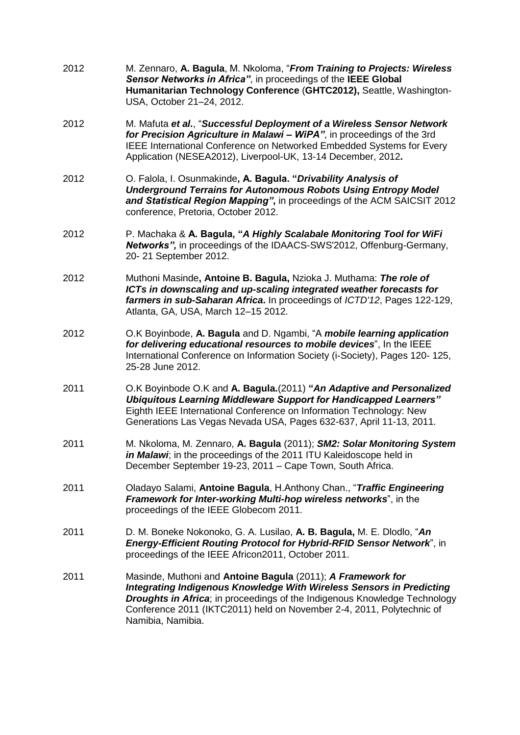2012 M. Zennaro, **A. Bagula**, M. Nkoloma, "***From Training to Projects: Wireless Sensor Networks in Africa"***, in proceedings of the **IEEE Global Humanitarian Technology Conference** (**GHTC2012),** Seattle, Washington-USA, October 21–24, 2012.

2012 M. Mafuta ***et al.***, "***Successful Deployment of a Wireless Sensor Network for Precision Agriculture in Malawi – WiPA"***, in proceedings of the 3rd IEEE International Conference on Networked Embedded Systems for Every Application (NESEA2012), Liverpool-UK, 13-14 December, 2012**.**

2012 O. Falola, I. Osunmakinde**, A. Bagula. "*Drivability Analysis of Underground Terrains for Autonomous Robots Using Entropy Model and Statistical Region Mapping"*,** in proceedings of the ACM SAICSIT 2012 conference, Pretoria, October 2012.

2012 P. Machaka & **A. Bagula, "*A Highly Scalabale Monitoring Tool for WiFi Networks",*** in proceedings of the IDAACS-SWS'2012, Offenburg-Germany, 20- 21 September 2012.

2012 Muthoni Masinde**, Antoine B. Bagula,** Nzioka J. Muthama: ***The role of ICTs in downscaling and up-scaling integrated weather forecasts for farmers in sub-Saharan Africa*.** In proceedings of *ICTD'12*, Pages 122-129, Atlanta, GA, USA, March 12–15 2012.

2012 O.K Boyinbode, **A. Bagula** and D. Ngambi, "A ***mobile learning application for delivering educational resources to mobile devices***", In the IEEE International Conference on Information Society (i-Society), Pages 120- 125, 25-28 June 2012.

2011 O.K Boyinbode O.K and **A. Bagula.**(2011) **"*An Adaptive and Personalized Ubiquitous Learning Middleware Support for Handicapped Learners"*** Eighth IEEE International Conference on Information Technology: New Generations Las Vegas Nevada USA, Pages 632-637, April 11-13, 2011.

2011 M. Nkoloma, M. Zennaro, **A. Bagula** (2011); ***SM2: Solar Monitoring System in Malawi***; in the proceedings of the 2011 ITU Kaleidoscope held in December September 19-23, 2011 – Cape Town, South Africa.

2011 Oladayo Salami, **Antoine Bagula**, H.Anthony Chan., "***Traffic Engineering Framework for Inter-working Multi-hop wireless networks***", in the proceedings of the IEEE Globecom 2011.

2011 D. M. Boneke Nokonoko, G. A. Lusilao, **A. B. Bagula,** M. E. Dlodlo, "***An Energy-Efficient Routing Protocol for Hybrid-RFID Sensor Network***", in proceedings of the IEEE Africon2011, October 2011.

2011 Masinde, Muthoni and **Antoine Bagula** (2011); ***A Framework for Integrating Indigenous Knowledge With Wireless Sensors in Predicting Droughts in Africa***; in proceedings of the Indigenous Knowledge Technology Conference 2011 (IKTC2011) held on November 2-4, 2011, Polytechnic of Namibia, Namibia.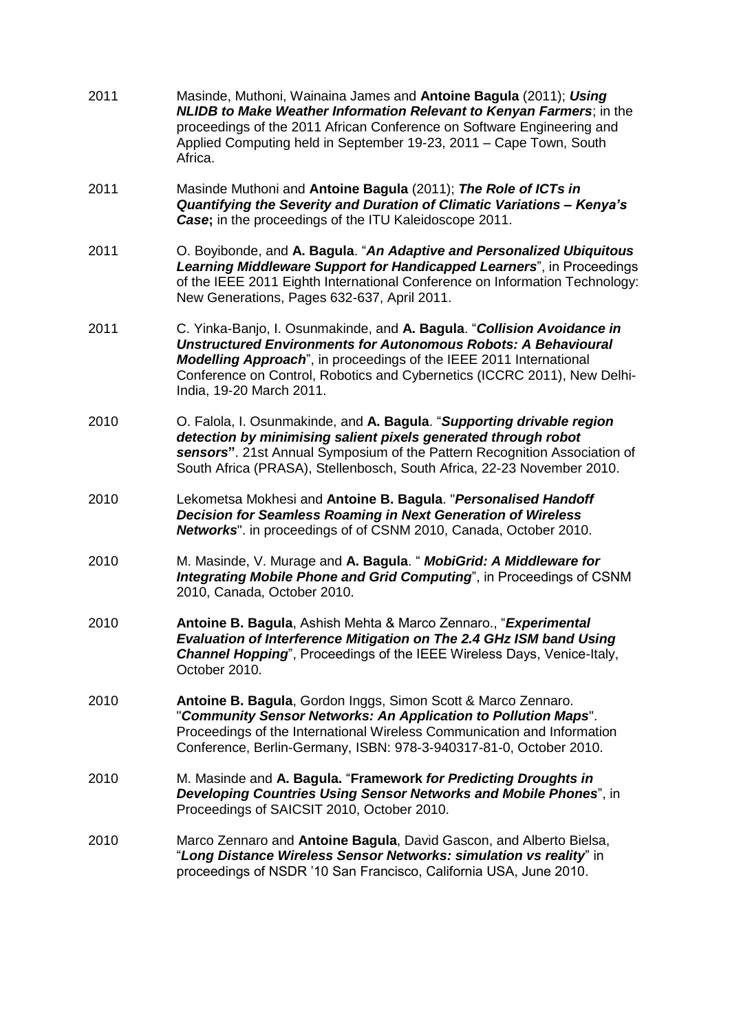2011 Masinde, Muthoni, Wainaina James and **Antoine Bagula** (2011); ***Using NLIDB to Make Weather Information Relevant to Kenyan Farmers***; in the proceedings of the 2011 African Conference on Software Engineering and Applied Computing held in September 19-23, 2011 – Cape Town, South Africa.

2011 Masinde Muthoni and **Antoine Bagula** (2011); ***The Role of ICTs in Quantifying the Severity and Duration of Climatic Variations – Kenya's Case*;** in the proceedings of the ITU Kaleidoscope 2011.

2011 O. Boyibonde, and **A. Bagula**. "***An Adaptive and Personalized Ubiquitous Learning Middleware Support for Handicapped Learners***", in Proceedings of the IEEE 2011 Eighth International Conference on Information Technology: New Generations, Pages 632-637, April 2011.

2011 C. Yinka-Banjo, I. Osunmakinde, and **A. Bagula**. "***Collision Avoidance in Unstructured Environments for Autonomous Robots: A Behavioural Modelling Approach***", in proceedings of the IEEE 2011 International Conference on Control, Robotics and Cybernetics (ICCRC 2011), New Delhi-India, 19-20 March 2011.

2010 O. Falola, I. Osunmakinde, and **A. Bagula**. "***Supporting drivable region detection by minimising salient pixels generated through robot sensors*"**. 21st Annual Symposium of the Pattern Recognition Association of South Africa (PRASA), Stellenbosch, South Africa, 22-23 November 2010.

2010 Lekometsa Mokhesi and **Antoine B. Bagula**. "***Personalised Handoff Decision for Seamless Roaming in Next Generation of Wireless Networks***". in proceedings of of CSNM 2010, Canada, October 2010.

2010 M. Masinde, V. Murage and **A. Bagula**. " ***MobiGrid: A Middleware for Integrating Mobile Phone and Grid Computing***", in Proceedings of CSNM 2010, Canada, October 2010.

2010 **Antoine B. Bagula**, Ashish Mehta & Marco Zennaro., "***Experimental Evaluation of Interference Mitigation on The 2.4 GHz ISM band Using Channel Hopping***", Proceedings of the IEEE Wireless Days, Venice-Italy, October 2010.

2010 **Antoine B. Bagula**, Gordon Inggs, Simon Scott & Marco Zennaro. "***Community Sensor Networks: An Application to Pollution Maps***". Proceedings of the International Wireless Communication and Information Conference, Berlin-Germany, ISBN: 978-3-940317-81-0, October 2010.

2010 M. Masinde and **A. Bagula.** "**Framework *for Predicting Droughts in Developing Countries Using Sensor Networks and Mobile Phones***", in Proceedings of SAICSIT 2010, October 2010.

2010 Marco Zennaro and **Antoine Bagula**, David Gascon, and Alberto Bielsa, "***Long Distance Wireless Sensor Networks: simulation vs reality***" in proceedings of NSDR '10 San Francisco, California USA, June 2010.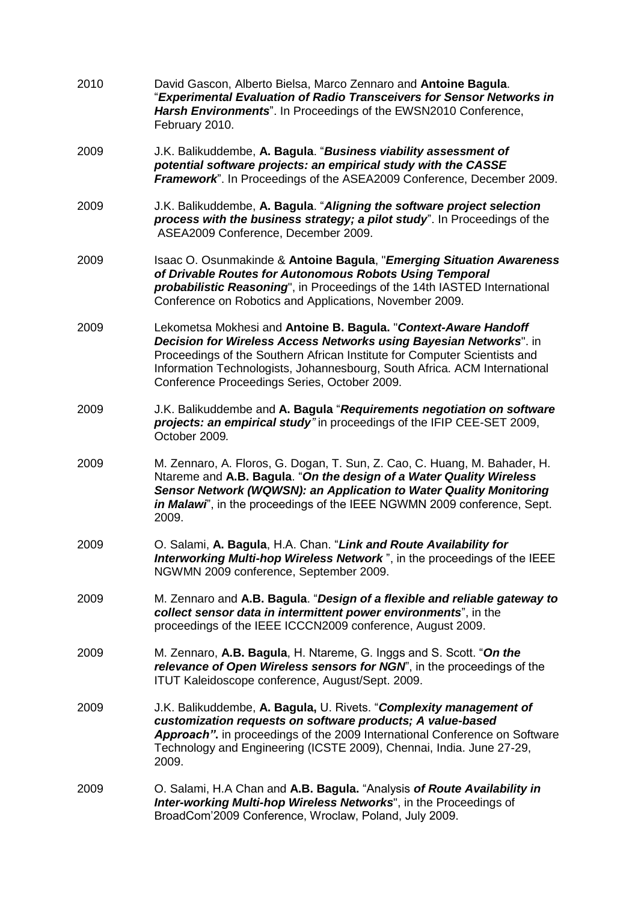2010 David Gascon, Alberto Bielsa, Marco Zennaro and **Antoine Bagula**. "***Experimental Evaluation of Radio Transceivers for Sensor Networks in Harsh Environments***". In Proceedings of the EWSN2010 Conference, February 2010.

2009 J.K. Balikuddembe, **A. Bagula**. "***Business viability assessment of potential software projects: an empirical study with the CASSE Framework***". In Proceedings of the ASEA2009 Conference, December 2009.

2009 J.K. Balikuddembe, **A. Bagula**. "***Aligning the software project selection process with the business strategy; a pilot study***". In Proceedings of the ASEA2009 Conference, December 2009.

2009 Isaac O. Osunmakinde & **Antoine Bagula**, "***Emerging Situation Awareness of Drivable Routes for Autonomous Robots Using Temporal probabilistic Reasoning***", in Proceedings of the 14th IASTED International Conference on Robotics and Applications, November 2009.

2009 Lekometsa Mokhesi and **Antoine B. Bagula.** "***Context-Aware Handoff Decision for Wireless Access Networks using Bayesian Networks***". in Proceedings of the Southern African Institute for Computer Scientists and Information Technologists, Johannesbourg, South Africa. ACM International Conference Proceedings Series, October 2009.

2009 J.K. Balikuddembe and **A. Bagula** "***Requirements negotiation on software projects: an empirical study"*** in proceedings of the IFIP CEE-SET 2009, October 2009*.*

2009 M. Zennaro, A. Floros, G. Dogan, T. Sun, Z. Cao, C. Huang, M. Bahader, H. Ntareme and **A.B. Bagula**. "***On the design of a Water Quality Wireless Sensor Network (WQWSN): an Application to Water Quality Monitoring in Malawi***", in the proceedings of the IEEE NGWMN 2009 conference, Sept. 2009.

2009 O. Salami, **A. Bagula**, H.A. Chan. "***Link and Route Availability for Interworking Multi-hop Wireless Network*** ", in the proceedings of the IEEE NGWMN 2009 conference, September 2009.

2009 M. Zennaro and **A.B. Bagula**. "***Design of a flexible and reliable gateway to collect sensor data in intermittent power environments***", in the proceedings of the IEEE ICCCN2009 conference, August 2009.

2009 M. Zennaro, **A.B. Bagula**, H. Ntareme, G. Inggs and S. Scott. "***On the relevance of Open Wireless sensors for NGN***", in the proceedings of the ITUT Kaleidoscope conference, August/Sept. 2009.

2009 J.K. Balikuddembe, **A. Bagula,** U. Rivets. "***Complexity management of customization requests on software products; A value-based Approach".*** in proceedings of the 2009 International Conference on Software Technology and Engineering (ICSTE 2009), Chennai, India. June 27-29, 2009.

2009 O. Salami, H.A Chan and **A.B. Bagula.** "Analysis ***of Route Availability in Inter-working Multi-hop Wireless Networks***", in the Proceedings of BroadCom'2009 Conference, Wroclaw, Poland, July 2009.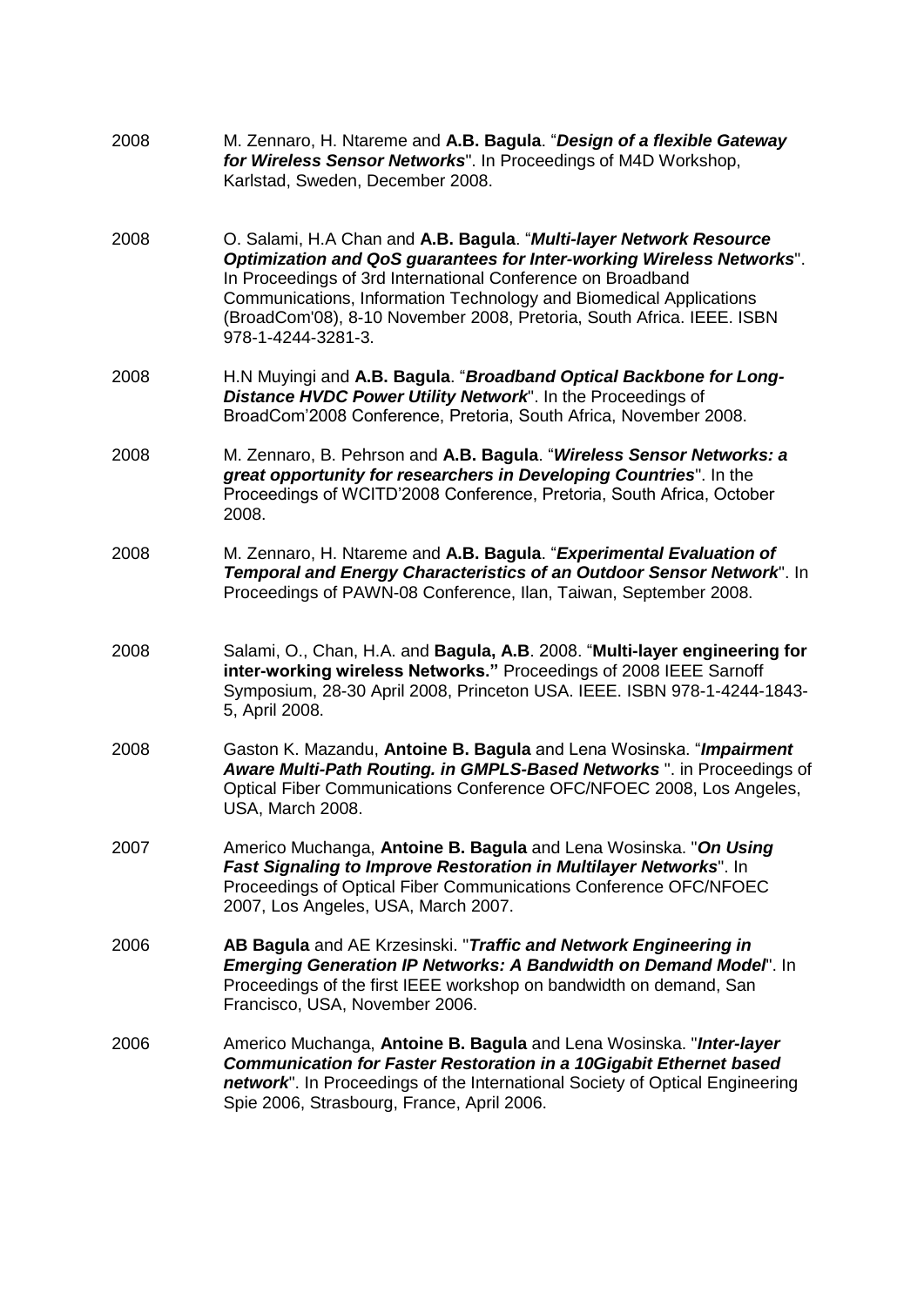2008 M. Zennaro, H. Ntareme and **A.B. Bagula**. "***Design of a flexible Gateway for Wireless Sensor Networks***". In Proceedings of M4D Workshop, Karlstad, Sweden, December 2008.

2008 O. Salami, H.A Chan and **A.B. Bagula**. "***Multi-layer Network Resource Optimization and QoS guarantees for Inter-working Wireless Networks***". In Proceedings of 3rd International Conference on Broadband Communications, Information Technology and Biomedical Applications (BroadCom'08), 8-10 November 2008, Pretoria, South Africa. IEEE. ISBN 978-1-4244-3281-3.

2008 H.N Muyingi and **A.B. Bagula**. "***Broadband Optical Backbone for Long-Distance HVDC Power Utility Network***". In the Proceedings of BroadCom'2008 Conference, Pretoria, South Africa, November 2008.

2008 M. Zennaro, B. Pehrson and **A.B. Bagula**. "***Wireless Sensor Networks: a great opportunity for researchers in Developing Countries***". In the Proceedings of WCITD'2008 Conference, Pretoria, South Africa, October 2008.

2008 M. Zennaro, H. Ntareme and **A.B. Bagula**. "***Experimental Evaluation of Temporal and Energy Characteristics of an Outdoor Sensor Network***". In Proceedings of PAWN-08 Conference, Ilan, Taiwan, September 2008.

2008 Salami, O., Chan, H.A. and **Bagula, A.B**. 2008. "**Multi-layer engineering for inter-working wireless Networks."** Proceedings of 2008 IEEE Sarnoff Symposium, 28-30 April 2008, Princeton USA. IEEE. ISBN 978-1-4244-1843-5, April 2008.

2008 Gaston K. Mazandu, **Antoine B. Bagula** and Lena Wosinska. "***Impairment Aware Multi-Path Routing. in GMPLS-Based Networks*** ". in Proceedings of Optical Fiber Communications Conference OFC/NFOEC 2008, Los Angeles, USA, March 2008.

2007 Americo Muchanga, **Antoine B. Bagula** and Lena Wosinska. "***On Using Fast Signaling to Improve Restoration in Multilayer Networks***". In Proceedings of Optical Fiber Communications Conference OFC/NFOEC 2007, Los Angeles, USA, March 2007.

2006 **AB Bagula** and AE Krzesinski. "***Traffic and Network Engineering in Emerging Generation IP Networks: A Bandwidth on Demand Model***". In Proceedings of the first IEEE workshop on bandwidth on demand, San Francisco, USA, November 2006.

2006 Americo Muchanga, **Antoine B. Bagula** and Lena Wosinska. "***Inter-layer Communication for Faster Restoration in a 10Gigabit Ethernet based network***". In Proceedings of the International Society of Optical Engineering Spie 2006, Strasbourg, France, April 2006.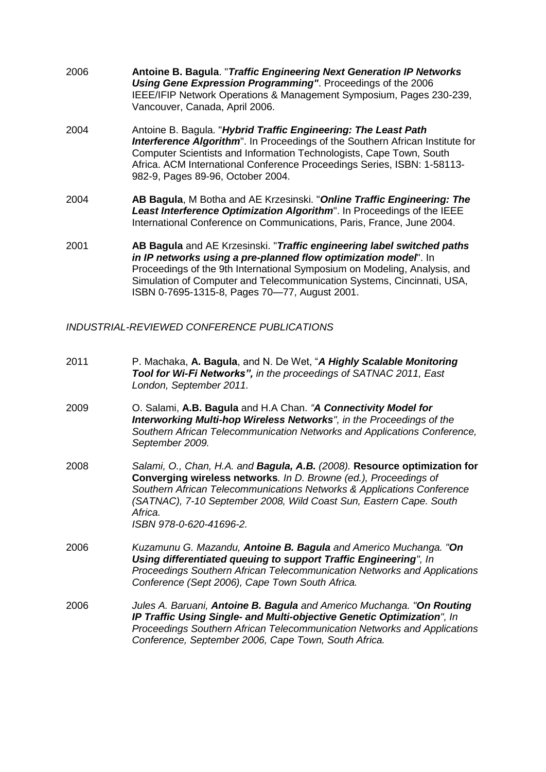2006 **Antoine B. Bagula**. "***Traffic Engineering Next Generation IP Networks Using Gene Expression Programming"***. Proceedings of the 2006 IEEE/IFIP Network Operations & Management Symposium, Pages 230-239, Vancouver, Canada, April 2006.

2004 Antoine B. Bagula. "***Hybrid Traffic Engineering: The Least Path Interference Algorithm***". In Proceedings of the Southern African Institute for Computer Scientists and Information Technologists, Cape Town, South Africa. ACM International Conference Proceedings Series, ISBN: 1-58113-982-9, Pages 89-96, October 2004.

2004 **AB Bagula**, M Botha and AE Krzesinski. "***Online Traffic Engineering: The Least Interference Optimization Algorithm***". In Proceedings of the IEEE International Conference on Communications, Paris, France, June 2004.

2001 **AB Bagula** and AE Krzesinski. "***Traffic engineering label switched paths in IP networks using a pre-planned flow optimization model***". In Proceedings of the 9th International Symposium on Modeling, Analysis, and Simulation of Computer and Telecommunication Systems, Cincinnati, USA, ISBN 0-7695-1315-8, Pages 70—77, August 2001.

*INDUSTRIAL-REVIEWED CONFERENCE PUBLICATIONS*

2011 P. Machaka, **A. Bagula**, and N. De Wet, "***A Highly Scalable Monitoring Tool for Wi-Fi Networks",*** *in the proceedings of SATNAC 2011, East London, September 2011.*

2009 O. Salami, **A.B. Bagula** and H.A Chan. *"**A Connectivity Model for Interworking Multi-hop Wireless Networks**", in the Proceedings of the Southern African Telecommunication Networks and Applications Conference, September 2009.*

2008 *Salami, O., Chan, H.A. and **Bagula, A.B.** (2008).* **Resource optimization for Converging wireless networks***. In D. Browne (ed.), Proceedings of Southern African Telecommunications Networks & Applications Conference (SATNAC), 7-10 September 2008, Wild Coast Sun, Eastern Cape. South Africa.*
*ISBN 978-0-620-41696-2.*

2006 *Kuzamunu G. Mazandu, **Antoine B. Bagula** and Americo Muchanga. "**On Using differentiated queuing to support Traffic Engineering**", In Proceedings Southern African Telecommunication Networks and Applications Conference (Sept 2006), Cape Town South Africa.*

2006 *Jules A. Baruani, **Antoine B. Bagula** and Americo Muchanga. "**On Routing IP Traffic Using Single- and Multi-objective Genetic Optimization**", In Proceedings Southern African Telecommunication Networks and Applications Conference, September 2006, Cape Town, South Africa.*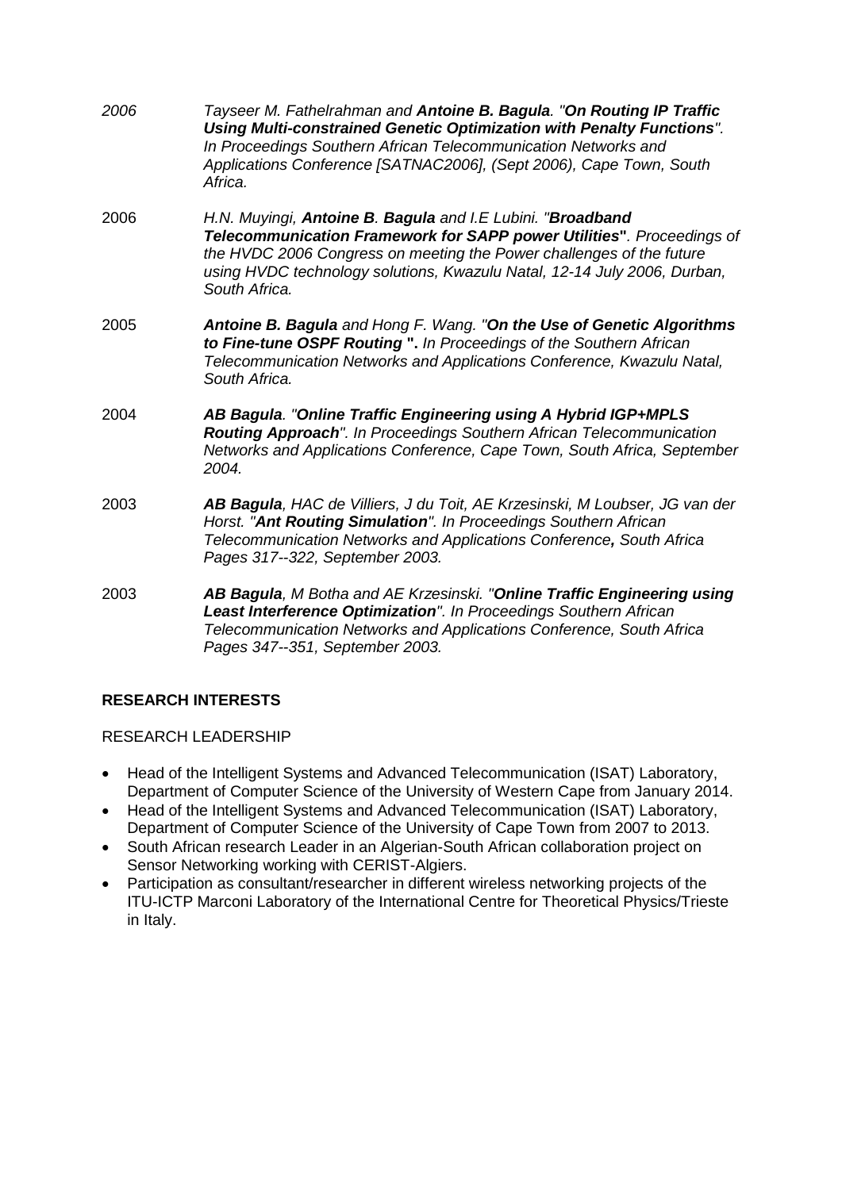*2006* *Tayseer M. Fathelrahman and **Antoine B. Bagula**. "**On Routing IP Traffic Using Multi-constrained Genetic Optimization with Penalty Functions**". In Proceedings Southern African Telecommunication Networks and Applications Conference [SATNAC2006], (Sept 2006), Cape Town, South Africa.*

2006 *H.N. Muyingi, **Antoine B. Bagula** and I.E Lubini. "**Broadband Telecommunication Framework for SAPP power Utilities**". Proceedings of the HVDC 2006 Congress on meeting the Power challenges of the future using HVDC technology solutions, Kwazulu Natal, 12-14 July 2006, Durban, South Africa.*

2005 ***Antoine B. Bagula** and Hong F. Wang. "**On the Use of Genetic Algorithms to Fine-tune OSPF Routing** ". In Proceedings of the Southern African Telecommunication Networks and Applications Conference, Kwazulu Natal, South Africa.*

2004 ***AB Bagula**. "**Online Traffic Engineering using A Hybrid IGP+MPLS Routing Approach**". In Proceedings Southern African Telecommunication Networks and Applications Conference, Cape Town, South Africa, September 2004.*

2003 ***AB Bagula**, HAC de Villiers, J du Toit, AE Krzesinski, M Loubser, JG van der Horst. "**Ant Routing Simulation**". In Proceedings Southern African Telecommunication Networks and Applications Conference**,** South Africa Pages 317--322, September 2003.*

2003 ***AB Bagula**, M Botha and AE Krzesinski. "**Online Traffic Engineering using Least Interference Optimization**". In Proceedings Southern African Telecommunication Networks and Applications Conference, South Africa Pages 347--351, September 2003.*

**RESEARCH INTERESTS**

RESEARCH LEADERSHIP

- Head of the Intelligent Systems and Advanced Telecommunication (ISAT) Laboratory, Department of Computer Science of the University of Western Cape from January 2014.
- Head of the Intelligent Systems and Advanced Telecommunication (ISAT) Laboratory, Department of Computer Science of the University of Cape Town from 2007 to 2013.
- South African research Leader in an Algerian-South African collaboration project on Sensor Networking working with CERIST-Algiers.
- Participation as consultant/researcher in different wireless networking projects of the ITU-ICTP Marconi Laboratory of the International Centre for Theoretical Physics/Trieste in Italy.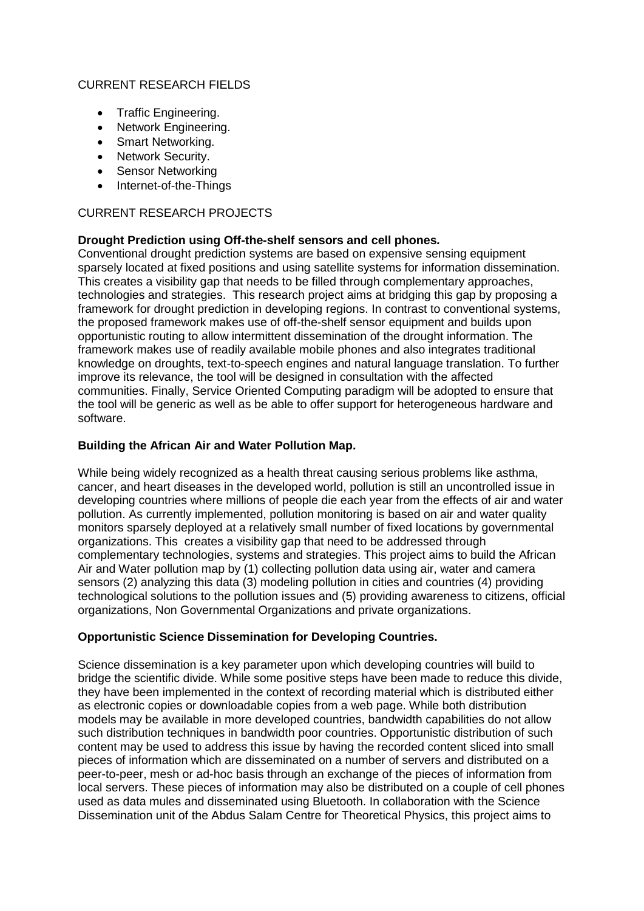CURRENT RESEARCH FIELDS

- Traffic Engineering.
- Network Engineering.
- Smart Networking.
- Network Security.
- Sensor Networking
- Internet-of-the-Things

CURRENT RESEARCH PROJECTS

**Drought Prediction using Off-the-shelf sensors and cell phones.**
Conventional drought prediction systems are based on expensive sensing equipment sparsely located at fixed positions and using satellite systems for information dissemination. This creates a visibility gap that needs to be filled through complementary approaches, technologies and strategies. This research project aims at bridging this gap by proposing a framework for drought prediction in developing regions. In contrast to conventional systems, the proposed framework makes use of off-the-shelf sensor equipment and builds upon opportunistic routing to allow intermittent dissemination of the drought information. The framework makes use of readily available mobile phones and also integrates traditional knowledge on droughts, text-to-speech engines and natural language translation. To further improve its relevance, the tool will be designed in consultation with the affected communities. Finally, Service Oriented Computing paradigm will be adopted to ensure that the tool will be generic as well as be able to offer support for heterogeneous hardware and software.

**Building the African Air and Water Pollution Map.**

While being widely recognized as a health threat causing serious problems like asthma, cancer, and heart diseases in the developed world, pollution is still an uncontrolled issue in developing countries where millions of people die each year from the effects of air and water pollution. As currently implemented, pollution monitoring is based on air and water quality monitors sparsely deployed at a relatively small number of fixed locations by governmental organizations. This creates a visibility gap that need to be addressed through complementary technologies, systems and strategies. This project aims to build the African Air and Water pollution map by (1) collecting pollution data using air, water and camera sensors (2) analyzing this data (3) modeling pollution in cities and countries (4) providing technological solutions to the pollution issues and (5) providing awareness to citizens, official organizations, Non Governmental Organizations and private organizations.

**Opportunistic Science Dissemination for Developing Countries.**

Science dissemination is a key parameter upon which developing countries will build to bridge the scientific divide. While some positive steps have been made to reduce this divide, they have been implemented in the context of recording material which is distributed either as electronic copies or downloadable copies from a web page. While both distribution models may be available in more developed countries, bandwidth capabilities do not allow such distribution techniques in bandwidth poor countries. Opportunistic distribution of such content may be used to address this issue by having the recorded content sliced into small pieces of information which are disseminated on a number of servers and distributed on a peer-to-peer, mesh or ad-hoc basis through an exchange of the pieces of information from local servers. These pieces of information may also be distributed on a couple of cell phones used as data mules and disseminated using Bluetooth. In collaboration with the Science Dissemination unit of the Abdus Salam Centre for Theoretical Physics, this project aims to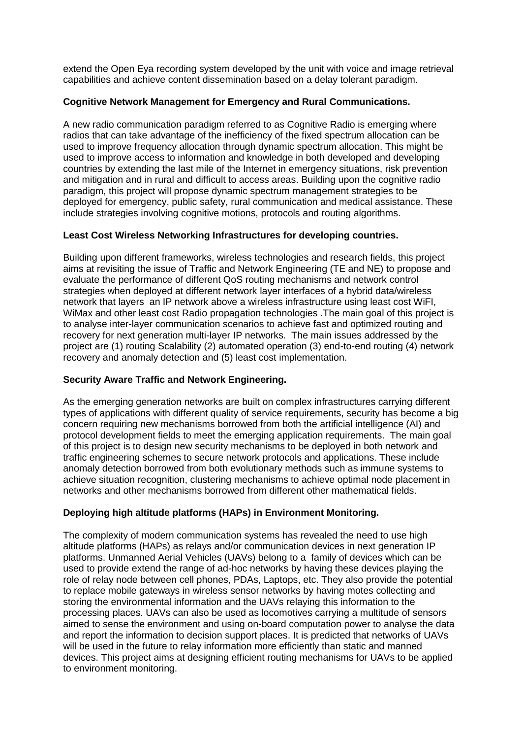extend the Open Eya recording system developed by the unit with voice and image retrieval capabilities and achieve content dissemination based on a delay tolerant paradigm.

**Cognitive Network Management for Emergency and Rural Communications.**

A new radio communication paradigm referred to as Cognitive Radio is emerging where radios that can take advantage of the inefficiency of the fixed spectrum allocation can be used to improve frequency allocation through dynamic spectrum allocation. This might be used to improve access to information and knowledge in both developed and developing countries by extending the last mile of the Internet in emergency situations, risk prevention and mitigation and in rural and difficult to access areas. Building upon the cognitive radio paradigm, this project will propose dynamic spectrum management strategies to be deployed for emergency, public safety, rural communication and medical assistance. These include strategies involving cognitive motions, protocols and routing algorithms.

**Least Cost Wireless Networking Infrastructures for developing countries.**

Building upon different frameworks, wireless technologies and research fields, this project aims at revisiting the issue of Traffic and Network Engineering (TE and NE) to propose and evaluate the performance of different QoS routing mechanisms and network control strategies when deployed at different network layer interfaces of a hybrid data/wireless network that layers an IP network above a wireless infrastructure using least cost WiFI, WiMax and other least cost Radio propagation technologies .The main goal of this project is to analyse inter-layer communication scenarios to achieve fast and optimized routing and recovery for next generation multi-layer IP networks. The main issues addressed by the project are (1) routing Scalability (2) automated operation (3) end-to-end routing (4) network recovery and anomaly detection and (5) least cost implementation.

**Security Aware Traffic and Network Engineering.**

As the emerging generation networks are built on complex infrastructures carrying different types of applications with different quality of service requirements, security has become a big concern requiring new mechanisms borrowed from both the artificial intelligence (AI) and protocol development fields to meet the emerging application requirements. The main goal of this project is to design new security mechanisms to be deployed in both network and traffic engineering schemes to secure network protocols and applications. These include anomaly detection borrowed from both evolutionary methods such as immune systems to achieve situation recognition, clustering mechanisms to achieve optimal node placement in networks and other mechanisms borrowed from different other mathematical fields.

**Deploying high altitude platforms (HAPs) in Environment Monitoring.**

The complexity of modern communication systems has revealed the need to use high altitude platforms (HAPs) as relays and/or communication devices in next generation IP platforms. Unmanned Aerial Vehicles (UAVs) belong to a family of devices which can be used to provide extend the range of ad-hoc networks by having these devices playing the role of relay node between cell phones, PDAs, Laptops, etc. They also provide the potential to replace mobile gateways in wireless sensor networks by having motes collecting and storing the environmental information and the UAVs relaying this information to the processing places. UAVs can also be used as locomotives carrying a multitude of sensors aimed to sense the environment and using on-board computation power to analyse the data and report the information to decision support places. It is predicted that networks of UAVs will be used in the future to relay information more efficiently than static and manned devices. This project aims at designing efficient routing mechanisms for UAVs to be applied to environment monitoring.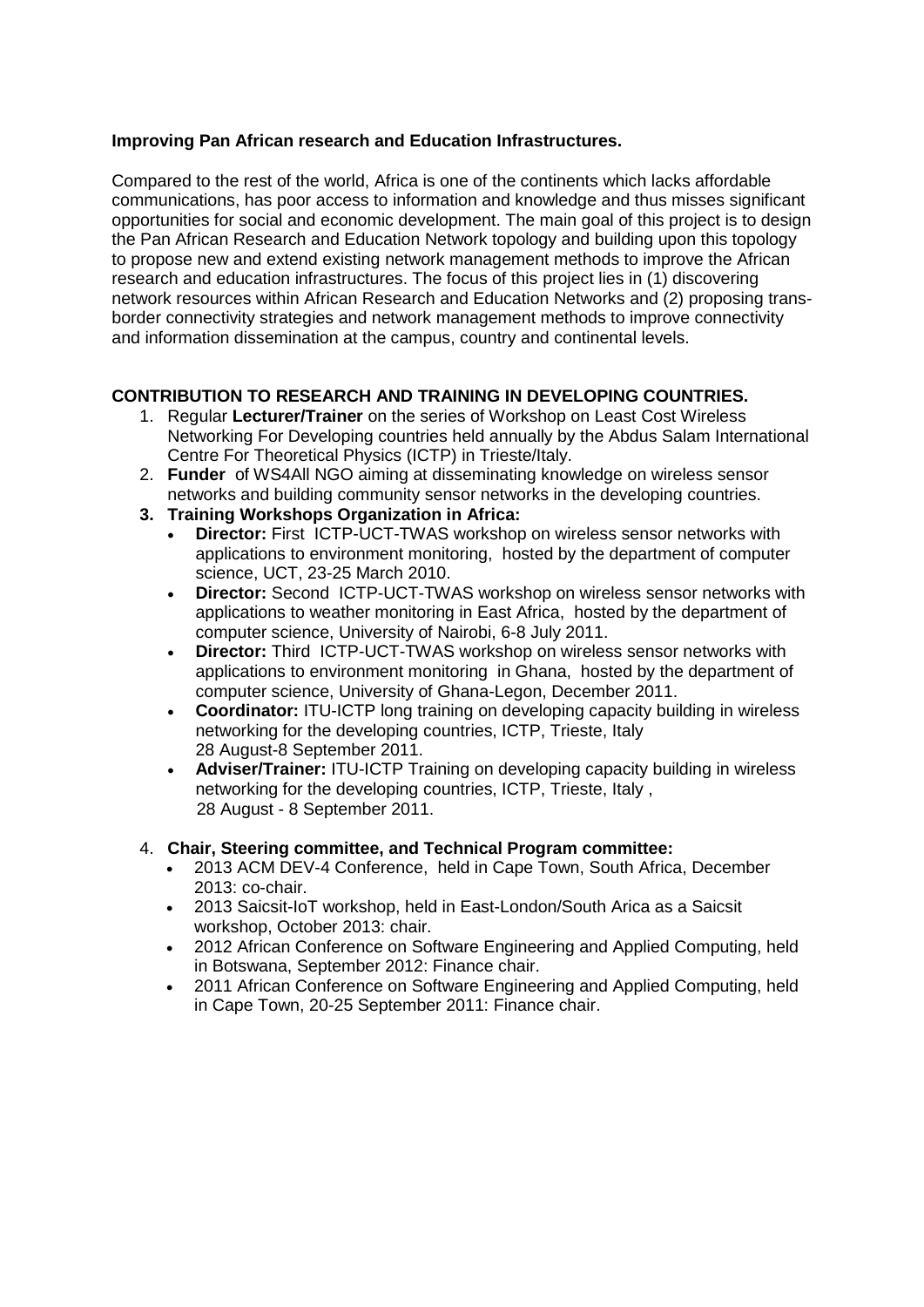**Improving Pan African research and Education Infrastructures.**

Compared to the rest of the world, Africa is one of the continents which lacks affordable communications, has poor access to information and knowledge and thus misses significant opportunities for social and economic development. The main goal of this project is to design the Pan African Research and Education Network topology and building upon this topology to propose new and extend existing network management methods to improve the African research and education infrastructures. The focus of this project lies in (1) discovering network resources within African Research and Education Networks and (2) proposing trans-border connectivity strategies and network management methods to improve connectivity and information dissemination at the campus, country and continental levels.

**CONTRIBUTION TO RESEARCH AND TRAINING IN DEVELOPING COUNTRIES.**

1. Regular **Lecturer/Trainer** on the series of Workshop on Least Cost Wireless Networking For Developing countries held annually by the Abdus Salam International Centre For Theoretical Physics (ICTP) in Trieste/Italy.
2. **Funder** of WS4All NGO aiming at disseminating knowledge on wireless sensor networks and building community sensor networks in the developing countries.
3. **Training Workshops Organization in Africa:**
   - **Director:** First ICTP-UCT-TWAS workshop on wireless sensor networks with applications to environment monitoring, hosted by the department of computer science, UCT, 23-25 March 2010.
   - **Director:** Second ICTP-UCT-TWAS workshop on wireless sensor networks with applications to weather monitoring in East Africa, hosted by the department of computer science, University of Nairobi, 6-8 July 2011.
   - **Director:** Third ICTP-UCT-TWAS workshop on wireless sensor networks with applications to environment monitoring in Ghana, hosted by the department of computer science, University of Ghana-Legon, December 2011.
   - **Coordinator:** ITU-ICTP long training on developing capacity building in wireless networking for the developing countries, ICTP, Trieste, Italy 28 August-8 September 2011.
   - **Adviser/Trainer:** ITU-ICTP Training on developing capacity building in wireless networking for the developing countries, ICTP, Trieste, Italy , 28 August - 8 September 2011.
4. **Chair, Steering committee, and Technical Program committee:**
   - 2013 ACM DEV-4 Conference, held in Cape Town, South Africa, December 2013: co-chair.
   - 2013 Saicsit-IoT workshop, held in East-London/South Arica as a Saicsit workshop, October 2013: chair.
   - 2012 African Conference on Software Engineering and Applied Computing, held in Botswana, September 2012: Finance chair.
   - 2011 African Conference on Software Engineering and Applied Computing, held in Cape Town, 20-25 September 2011: Finance chair.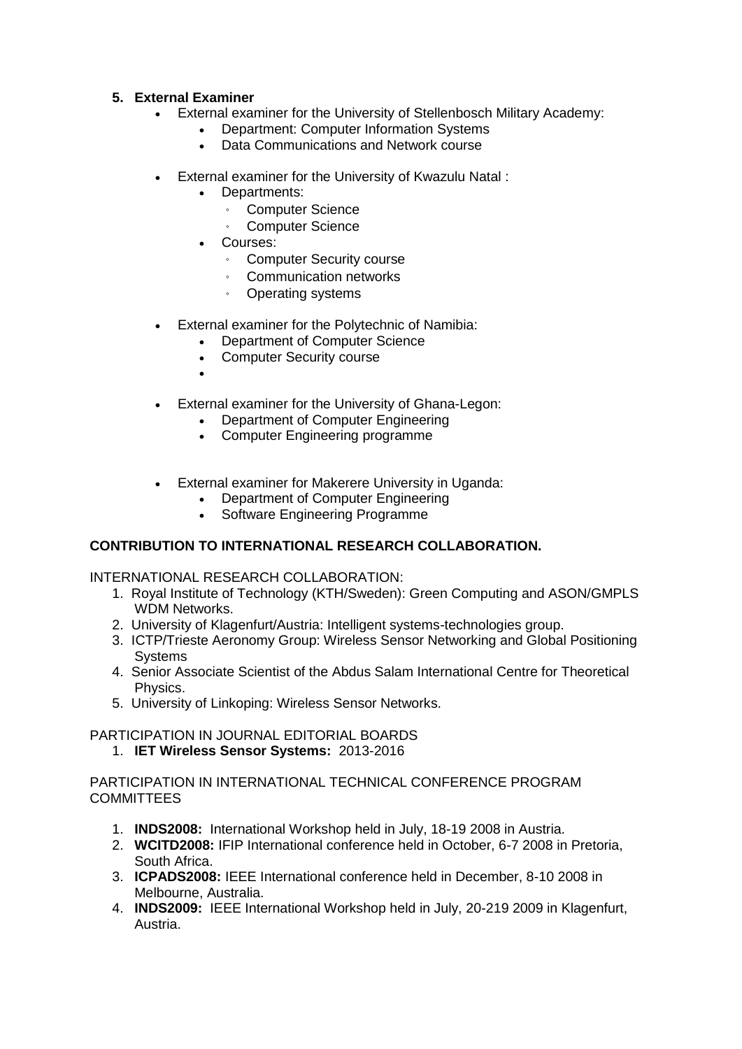5. **External Examiner**
    - External examiner for the University of Stellenbosch Military Academy:
        - Department: Computer Information Systems
        - Data Communications and Network course
    - External examiner for the University of Kwazulu Natal :
        - Departments:
            - Computer Science
            - Computer Science
        - Courses:
            - Computer Security course
            - Communication networks
            - Operating systems
    - External examiner for the Polytechnic of Namibia:
        - Department of Computer Science
        - Computer Security course
        -
    - External examiner for the University of Ghana-Legon:
        - Department of Computer Engineering
        - Computer Engineering programme
    - External examiner for Makerere University in Uganda:
        - Department of Computer Engineering
        - Software Engineering Programme

**CONTRIBUTION TO INTERNATIONAL RESEARCH COLLABORATION.**

INTERNATIONAL RESEARCH COLLABORATION:

1. Royal Institute of Technology (KTH/Sweden): Green Computing and ASON/GMPLS WDM Networks.
2. University of Klagenfurt/Austria: Intelligent systems-technologies group.
3. ICTP/Trieste Aeronomy Group: Wireless Sensor Networking and Global Positioning Systems
4. Senior Associate Scientist of the Abdus Salam International Centre for Theoretical Physics.
5. University of Linkoping: Wireless Sensor Networks.

PARTICIPATION IN JOURNAL EDITORIAL BOARDS

1. **IET Wireless Sensor Systems:** 2013-2016

PARTICIPATION IN INTERNATIONAL TECHNICAL CONFERENCE PROGRAM COMMITTEES

1. **INDS2008:** International Workshop held in July, 18-19 2008 in Austria.
2. **WCITD2008:** IFIP International conference held in October, 6-7 2008 in Pretoria, South Africa.
3. **ICPADS2008:** IEEE International conference held in December, 8-10 2008 in Melbourne, Australia.
4. **INDS2009:** IEEE International Workshop held in July, 20-219 2009 in Klagenfurt, Austria.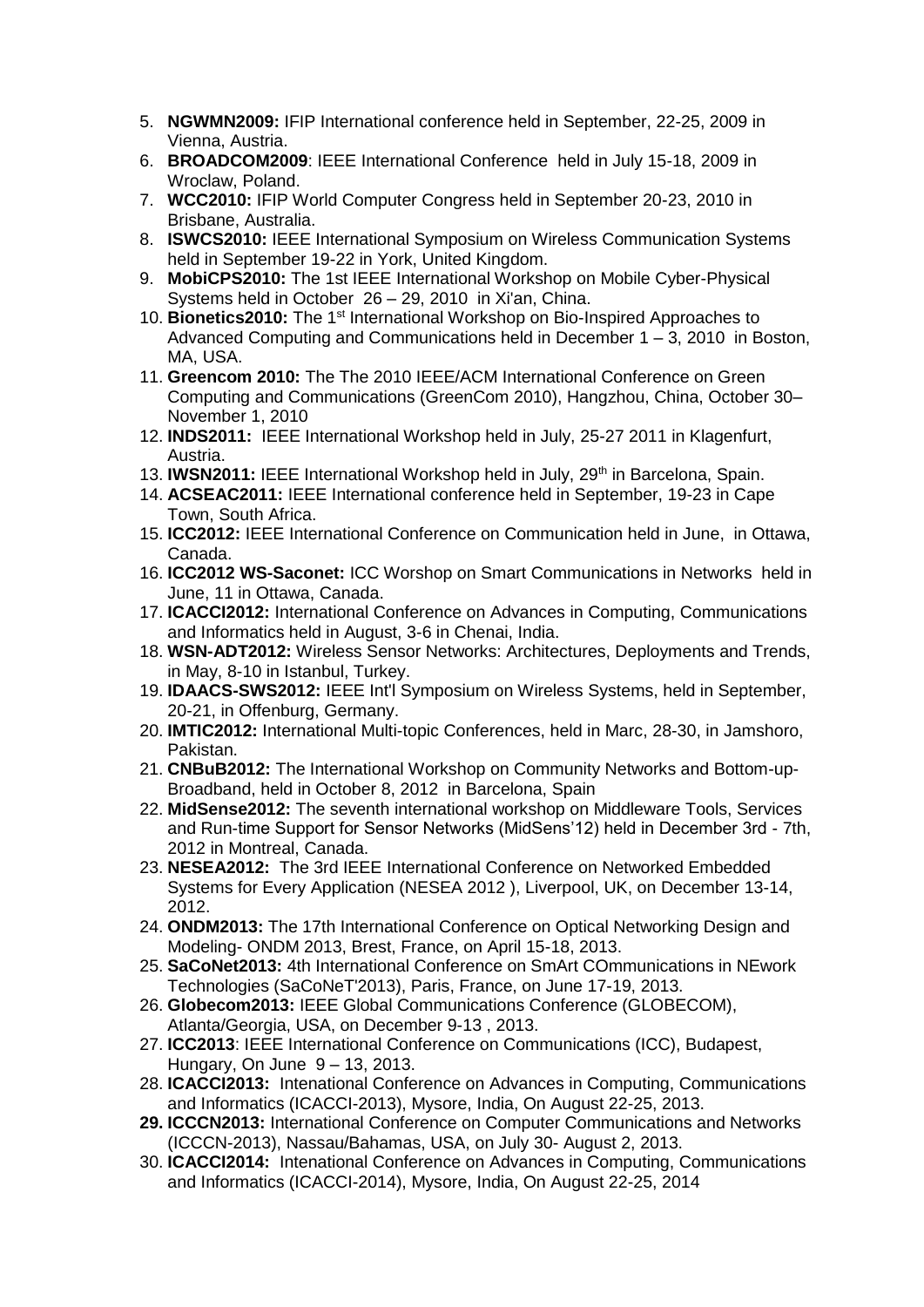5. **NGWMN2009:** IFIP International conference held in September, 22-25, 2009 in Vienna, Austria.
6. **BROADCOM2009**: IEEE International Conference held in July 15-18, 2009 in Wroclaw, Poland.
7. **WCC2010:** IFIP World Computer Congress held in September 20-23, 2010 in Brisbane, Australia.
8. **ISWCS2010:** IEEE International Symposium on Wireless Communication Systems held in September 19-22 in York, United Kingdom.
9. **MobiCPS2010:** The 1st IEEE International Workshop on Mobile Cyber-Physical Systems held in October 26 – 29, 2010 in Xi'an, China.
10. **Bionetics2010:** The 1st International Workshop on Bio-Inspired Approaches to Advanced Computing and Communications held in December 1 – 3, 2010 in Boston, MA, USA.
11. **Greencom 2010:** The The 2010 IEEE/ACM International Conference on Green Computing and Communications (GreenCom 2010), Hangzhou, China, October 30– November 1, 2010
12. **INDS2011:** IEEE International Workshop held in July, 25-27 2011 in Klagenfurt, Austria.
13. **IWSN2011:** IEEE International Workshop held in July, 29th in Barcelona, Spain.
14. **ACSEAC2011:** IEEE International conference held in September, 19-23 in Cape Town, South Africa.
15. **ICC2012:** IEEE International Conference on Communication held in June, in Ottawa, Canada.
16. **ICC2012 WS-Saconet:** ICC Worshop on Smart Communications in Networks held in June, 11 in Ottawa, Canada.
17. **ICACCI2012:** International Conference on Advances in Computing, Communications and Informatics held in August, 3-6 in Chenai, India.
18. **WSN-ADT2012:** Wireless Sensor Networks: Architectures, Deployments and Trends, in May, 8-10 in Istanbul, Turkey.
19. **IDAACS-SWS2012:** IEEE Int'l Symposium on Wireless Systems, held in September, 20-21, in Offenburg, Germany.
20. **IMTIC2012:** International Multi-topic Conferences, held in Marc, 28-30, in Jamshoro, Pakistan.
21. **CNBuB2012:** The International Workshop on Community Networks and Bottom-up-Broadband, held in October 8, 2012 in Barcelona, Spain
22. **MidSense2012:** The seventh international workshop on Middleware Tools, Services and Run-time Support for Sensor Networks (MidSens'12) held in December 3rd - 7th, 2012 in Montreal, Canada.
23. **NESEA2012:** The 3rd IEEE International Conference on Networked Embedded Systems for Every Application (NESEA 2012 ), Liverpool, UK, on December 13-14, 2012.
24. **ONDM2013:** The 17th International Conference on Optical Networking Design and Modeling- ONDM 2013, Brest, France, on April 15-18, 2013.
25. **SaCoNet2013:** 4th International Conference on SmArt COmmunications in NEwork Technologies (SaCoNeT'2013), Paris, France, on June 17-19, 2013.
26. **Globecom2013:** IEEE Global Communications Conference (GLOBECOM), Atlanta/Georgia, USA, on December 9-13 , 2013.
27. **ICC2013**: IEEE International Conference on Communications (ICC), Budapest, Hungary, On June 9 – 13, 2013.
28. **ICACCI2013:** Intenational Conference on Advances in Computing, Communications and Informatics (ICACCI-2013), Mysore, India, On August 22-25, 2013.
29. **ICCCN2013:** International Conference on Computer Communications and Networks (ICCCN-2013), Nassau/Bahamas, USA, on July 30- August 2, 2013.
30. **ICACCI2014:** Intenational Conference on Advances in Computing, Communications and Informatics (ICACCI-2014), Mysore, India, On August 22-25, 2014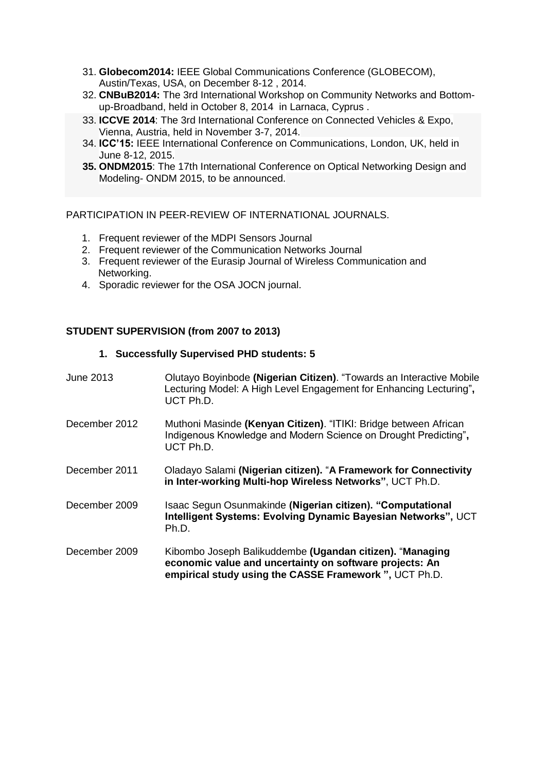31. **Globecom2014:** IEEE Global Communications Conference (GLOBECOM), Austin/Texas, USA, on December 8-12 , 2014.
32. **CNBuB2014:** The 3rd International Workshop on Community Networks and Bottom-up-Broadband, held in October 8, 2014 in Larnaca, Cyprus .
33. **ICCVE 2014**: The 3rd International Conference on Connected Vehicles & Expo, Vienna, Austria, held in November 3-7, 2014.
34. **ICC'15:** IEEE International Conference on Communications, London, UK, held in June 8-12, 2015.
35. **ONDM2015**: The 17th International Conference on Optical Networking Design and Modeling- ONDM 2015, to be announced.

PARTICIPATION IN PEER-REVIEW OF INTERNATIONAL JOURNALS.

1. Frequent reviewer of the MDPI Sensors Journal
2. Frequent reviewer of the Communication Networks Journal
3. Frequent reviewer of the Eurasip Journal of Wireless Communication and Networking.
4. Sporadic reviewer for the OSA JOCN journal.

**STUDENT SUPERVISION (from 2007 to 2013)**

**1. Successfully Supervised PHD students: 5**

June 2013 — Olutayo Boyinbode **(Nigerian Citizen)**. "Towards an Interactive Mobile Lecturing Model: A High Level Engagement for Enhancing Lecturing"**,** UCT Ph.D.

December 2012 — Muthoni Masinde **(Kenyan Citizen)**. "ITIKI: Bridge between African Indigenous Knowledge and Modern Science on Drought Predicting"**,** UCT Ph.D.

December 2011 — Oladayo Salami **(Nigerian citizen).** "**A Framework for Connectivity in Inter-working Multi-hop Wireless Networks"**, UCT Ph.D.

December 2009 — Isaac Segun Osunmakinde **(Nigerian citizen). "Computational Intelligent Systems: Evolving Dynamic Bayesian Networks",** UCT Ph.D.

December 2009 — Kibombo Joseph Balikuddembe **(Ugandan citizen).** "**Managing economic value and uncertainty on software projects: An empirical study using the CASSE Framework ",** UCT Ph.D.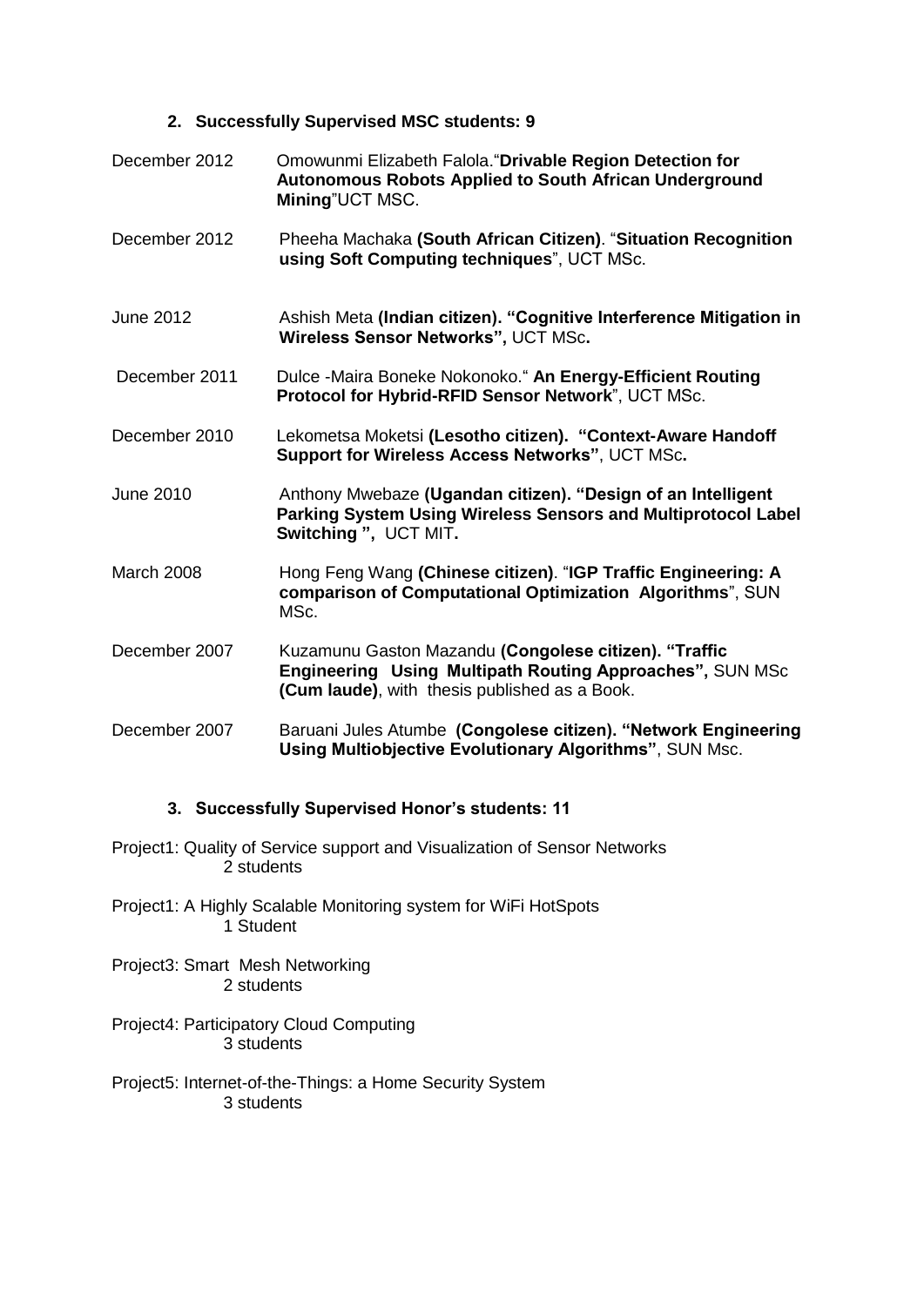### 2. Successfully Supervised MSC students: 9

December 2012 — Omowunmi Elizabeth Falola."**Drivable Region Detection for Autonomous Robots Applied to South African Underground Mining**"UCT MSC.

December 2012 — Pheeha Machaka **(South African Citizen)**. "**Situation Recognition using Soft Computing techniques**", UCT MSc.

June 2012 — Ashish Meta **(Indian citizen). "Cognitive Interference Mitigation in Wireless Sensor Networks",** UCT MSc**.**

December 2011 — Dulce -Maira Boneke Nokonoko." **An Energy-Efficient Routing Protocol for Hybrid-RFID Sensor Network**", UCT MSc.

December 2010 — Lekometsa Moketsi **(Lesotho citizen). "Context-Aware Handoff Support for Wireless Access Networks"**, UCT MSc**.**

June 2010 — Anthony Mwebaze **(Ugandan citizen). "Design of an Intelligent Parking System Using Wireless Sensors and Multiprotocol Label Switching ",** UCT MIT**.**

March 2008 — Hong Feng Wang **(Chinese citizen)**. "**IGP Traffic Engineering: A comparison of Computational Optimization Algorithms**", SUN MSc.

December 2007 — Kuzamunu Gaston Mazandu **(Congolese citizen). "Traffic Engineering Using Multipath Routing Approaches",** SUN MSc **(Cum laude)**, with thesis published as a Book.

December 2007 — Baruani Jules Atumbe **(Congolese citizen). "Network Engineering Using Multiobjective Evolutionary Algorithms"**, SUN Msc.

### 3. Successfully Supervised Honor's students: 11

Project1: Quality of Service support and Visualization of Sensor Networks
2 students

Project1: A Highly Scalable Monitoring system for WiFi HotSpots
1 Student

Project3: Smart Mesh Networking
2 students

Project4: Participatory Cloud Computing
3 students

Project5: Internet-of-the-Things: a Home Security System
3 students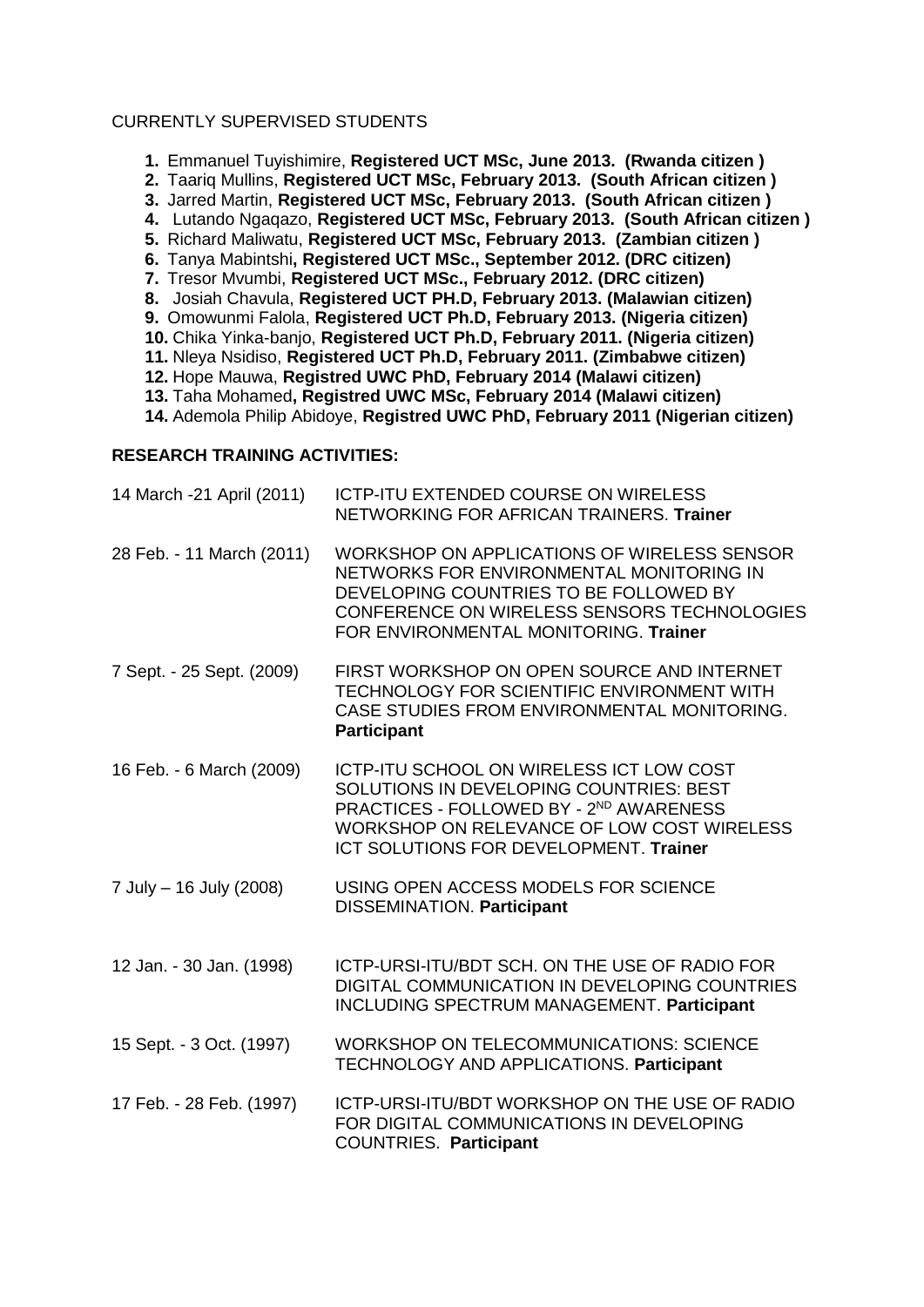CURRENTLY SUPERVISED STUDENTS

1. Emmanuel Tuyishimire, **Registered UCT MSc, June 2013. (Rwanda citizen )**
2. Taariq Mullins, **Registered UCT MSc, February 2013. (South African citizen )**
3. Jarred Martin, **Registered UCT MSc, February 2013. (South African citizen )**
4. Lutando Ngaqazo, **Registered UCT MSc, February 2013. (South African citizen )**
5. Richard Maliwatu, **Registered UCT MSc, February 2013. (Zambian citizen )**
6. Tanya Mabintshi**, Registered UCT MSc., September 2012. (DRC citizen)**
7. Tresor Mvumbi, **Registered UCT MSc., February 2012. (DRC citizen)**
8. Josiah Chavula, **Registered UCT PH.D, February 2013. (Malawian citizen)**
9. Omowunmi Falola, **Registered UCT Ph.D, February 2013. (Nigeria citizen)**
10. Chika Yinka-banjo, **Registered UCT Ph.D, February 2011. (Nigeria citizen)**
11. Nleya Nsidiso, **Registered UCT Ph.D, February 2011. (Zimbabwe citizen)**
12. Hope Mauwa, **Registred UWC PhD, February 2014 (Malawi citizen)**
13. Taha Mohamed**, Registred UWC MSc, February 2014 (Malawi citizen)**
14. Ademola Philip Abidoye, **Registred UWC PhD, February 2011 (Nigerian citizen)**

**RESEARCH TRAINING ACTIVITIES:**

| | |
|---|---|
| 14 March -21 April (2011) | ICTP-ITU EXTENDED COURSE ON WIRELESS NETWORKING FOR AFRICAN TRAINERS. **Trainer** |
| 28 Feb. - 11 March (2011) | WORKSHOP ON APPLICATIONS OF WIRELESS SENSOR NETWORKS FOR ENVIRONMENTAL MONITORING IN DEVELOPING COUNTRIES TO BE FOLLOWED BY CONFERENCE ON WIRELESS SENSORS TECHNOLOGIES FOR ENVIRONMENTAL MONITORING. **Trainer** |
| 7 Sept. - 25 Sept. (2009) | FIRST WORKSHOP ON OPEN SOURCE AND INTERNET TECHNOLOGY FOR SCIENTIFIC ENVIRONMENT WITH CASE STUDIES FROM ENVIRONMENTAL MONITORING. **Participant** |
| 16 Feb. - 6 March (2009) | ICTP-ITU SCHOOL ON WIRELESS ICT LOW COST SOLUTIONS IN DEVELOPING COUNTRIES: BEST PRACTICES - FOLLOWED BY - 2ND AWARENESS WORKSHOP ON RELEVANCE OF LOW COST WIRELESS ICT SOLUTIONS FOR DEVELOPMENT. **Trainer** |
| 7 July – 16 July (2008) | USING OPEN ACCESS MODELS FOR SCIENCE DISSEMINATION. **Participant** |
| 12 Jan. - 30 Jan. (1998) | ICTP-URSI-ITU/BDT SCH. ON THE USE OF RADIO FOR DIGITAL COMMUNICATION IN DEVELOPING COUNTRIES INCLUDING SPECTRUM MANAGEMENT. **Participant** |
| 15 Sept. - 3 Oct. (1997) | WORKSHOP ON TELECOMMUNICATIONS: SCIENCE TECHNOLOGY AND APPLICATIONS. **Participant** |
| 17 Feb. - 28 Feb. (1997) | ICTP-URSI-ITU/BDT WORKSHOP ON THE USE OF RADIO FOR DIGITAL COMMUNICATIONS IN DEVELOPING COUNTRIES. **Participant** |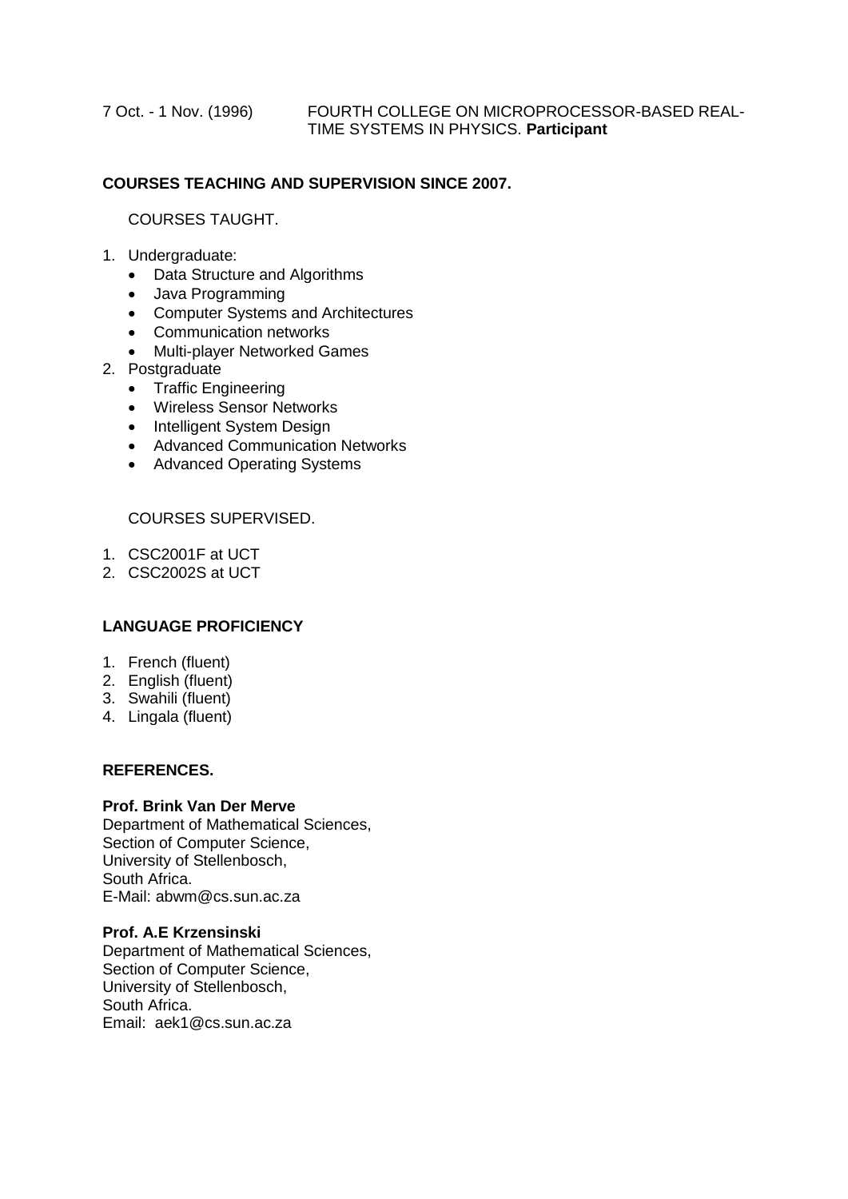7 Oct. - 1 Nov. (1996) FOURTH COLLEGE ON MICROPROCESSOR-BASED REAL-TIME SYSTEMS IN PHYSICS. **Participant**

**COURSES TEACHING AND SUPERVISION SINCE 2007.**

COURSES TAUGHT.

1. Undergraduate:
   - Data Structure and Algorithms
   - Java Programming
   - Computer Systems and Architectures
   - Communication networks
   - Multi-player Networked Games
2. Postgraduate
   - Traffic Engineering
   - Wireless Sensor Networks
   - Intelligent System Design
   - Advanced Communication Networks
   - Advanced Operating Systems

COURSES SUPERVISED.

1. CSC2001F at UCT
2. CSC2002S at UCT

**LANGUAGE PROFICIENCY**

1. French (fluent)
2. English (fluent)
3. Swahili (fluent)
4. Lingala (fluent)

**REFERENCES.**

**Prof. Brink Van Der Merve**
Department of Mathematical Sciences,
Section of Computer Science,
University of Stellenbosch,
South Africa.
E-Mail: abwm@cs.sun.ac.za

**Prof. A.E Krzensinski**
Department of Mathematical Sciences,
Section of Computer Science,
University of Stellenbosch,
South Africa.
Email: aek1@cs.sun.ac.za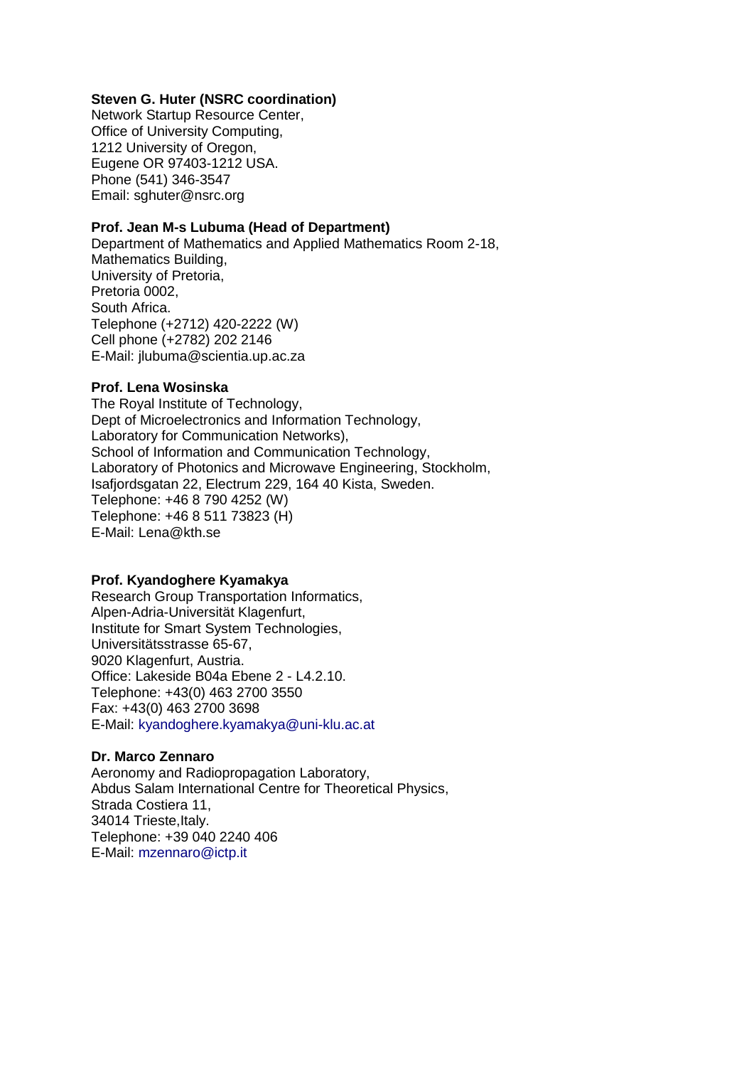**Steven G. Huter (NSRC coordination)**
Network Startup Resource Center,
Office of University Computing,
1212 University of Oregon,
Eugene OR 97403-1212 USA.
Phone (541) 346-3547
Email: sghuter@nsrc.org

**Prof. Jean M-s Lubuma (Head of Department)**
Department of Mathematics and Applied Mathematics Room 2-18,
Mathematics Building,
University of Pretoria,
Pretoria 0002,
South Africa.
Telephone (+2712) 420-2222 (W)
Cell phone (+2782) 202 2146
E-Mail: jlubuma@scientia.up.ac.za

**Prof. Lena Wosinska**
The Royal Institute of Technology,
Dept of Microelectronics and Information Technology,
Laboratory for Communication Networks),
School of Information and Communication Technology,
Laboratory of Photonics and Microwave Engineering, Stockholm,
Isafjordsgatan 22, Electrum 229, 164 40 Kista, Sweden.
Telephone: +46 8 790 4252 (W)
Telephone: +46 8 511 73823 (H)
E-Mail: Lena@kth.se

**Prof. Kyandoghere Kyamakya**
Research Group Transportation Informatics,
Alpen-Adria-Universität Klagenfurt,
Institute for Smart System Technologies,
Universitätsstrasse 65-67,
9020 Klagenfurt, Austria.
Office: Lakeside B04a Ebene 2 - L4.2.10.
Telephone: +43(0) 463 2700 3550
Fax: +43(0) 463 2700 3698
E-Mail: kyandoghere.kyamakya@uni-klu.ac.at

**Dr. Marco Zennaro**
Aeronomy and Radiopropagation Laboratory,
Abdus Salam International Centre for Theoretical Physics,
Strada Costiera 11,
34014 Trieste,Italy.
Telephone: +39 040 2240 406
E-Mail: mzennaro@ictp.it